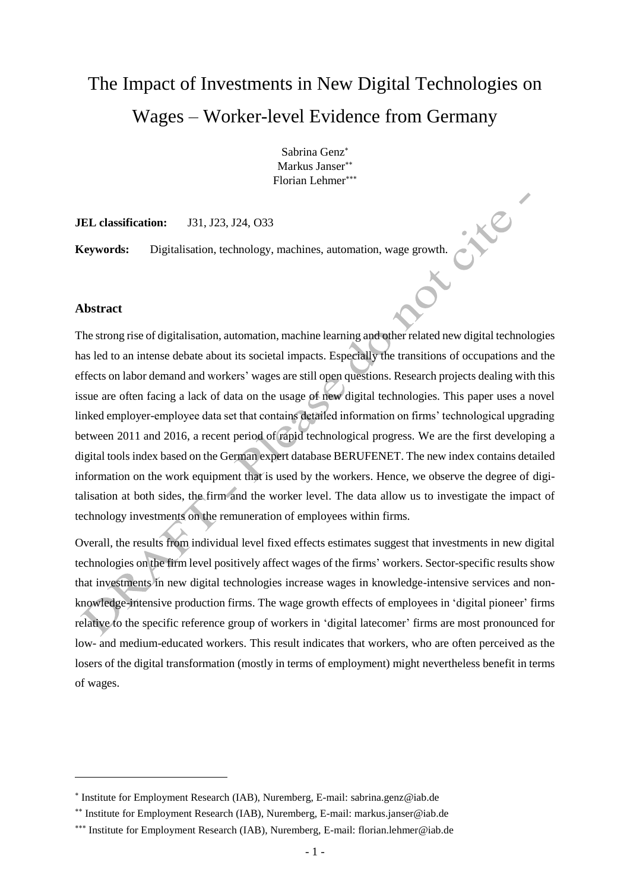# The Impact of Investments in New Digital Technologies on Wages – Worker-level Evidence from Germany

Sabrina Genz[*]
Markus Janser[**]
Florian Lehmer[***]

**JEL classification:** J31, J23, J24, O33

**Keywords:** Digitalisation, technology, machines, automation, wage growth.

## Abstract

The strong rise of digitalisation, automation, machine learning and other related new digital technologies has led to an intense debate about its societal impacts. Especially the transitions of occupations and the effects on labor demand and workers' wages are still open questions. Research projects dealing with this issue are often facing a lack of data on the usage of new digital technologies. This paper uses a novel linked employer-employee data set that contains detailed information on firms' technological upgrading between 2011 and 2016, a recent period of rapid technological progress. We are the first developing a digital tools index based on the German expert database BERUFENET. The new index contains detailed information on the work equipment that is used by the workers. Hence, we observe the degree of digitalisation at both sides, the firm and the worker level. The data allow us to investigate the impact of technology investments on the remuneration of employees within firms.

Overall, the results from individual level fixed effects estimates suggest that investments in new digital technologies on the firm level positively affect wages of the firms' workers. Sector-specific results show that investments in new digital technologies increase wages in knowledge-intensive services and non-knowledge-intensive production firms. The wage growth effects of employees in 'digital pioneer' firms relative to the specific reference group of workers in 'digital latecomer' firms are most pronounced for low- and medium-educated workers. This result indicates that workers, who are often perceived as the losers of the digital transformation (mostly in terms of employment) might nevertheless benefit in terms of wages.

---

[*] Institute for Employment Research (IAB), Nuremberg, E-mail: sabrina.genz@iab.de

[**] Institute for Employment Research (IAB), Nuremberg, E-mail: markus.janser@iab.de

[***] Institute for Employment Research (IAB), Nuremberg, E-mail: florian.lehmer@iab.de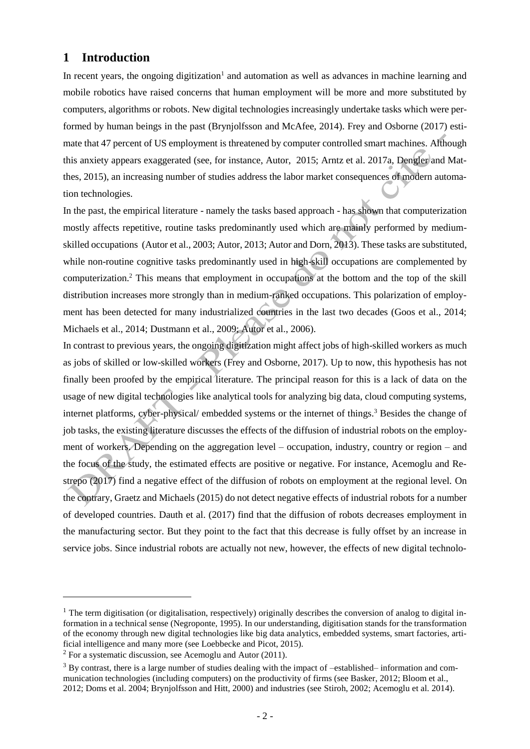# 1 Introduction

In recent years, the ongoing digitization[1] and automation as well as advances in machine learning and mobile robotics have raised concerns that human employment will be more and more substituted by computers, algorithms or robots. New digital technologies increasingly undertake tasks which were performed by human beings in the past (Brynjolfsson and McAfee, 2014). Frey and Osborne (2017) estimate that 47 percent of US employment is threatened by computer controlled smart machines. Although this anxiety appears exaggerated (see, for instance, Autor, 2015; Arntz et al. 2017a, Dengler and Matthes, 2015), an increasing number of studies address the labor market consequences of modern automation technologies.

In the past, the empirical literature - namely the tasks based approach - has shown that computerization mostly affects repetitive, routine tasks predominantly used which are mainly performed by medium-skilled occupations (Autor et al., 2003; Autor, 2013; Autor and Dorn, 2013). These tasks are substituted, while non-routine cognitive tasks predominantly used in high-skill occupations are complemented by computerization.[2] This means that employment in occupations at the bottom and the top of the skill distribution increases more strongly than in medium-ranked occupations. This polarization of employment has been detected for many industrialized countries in the last two decades (Goos et al., 2014; Michaels et al., 2014; Dustmann et al., 2009; Autor et al., 2006).

In contrast to previous years, the ongoing digitization might affect jobs of high-skilled workers as much as jobs of skilled or low-skilled workers (Frey and Osborne, 2017). Up to now, this hypothesis has not finally been proofed by the empirical literature. The principal reason for this is a lack of data on the usage of new digital technologies like analytical tools for analyzing big data, cloud computing systems, internet platforms, cyber-physical/ embedded systems or the internet of things.[3] Besides the change of job tasks, the existing literature discusses the effects of the diffusion of industrial robots on the employment of workers. Depending on the aggregation level – occupation, industry, country or region – and the focus of the study, the estimated effects are positive or negative. For instance, Acemoglu and Restrepo (2017) find a negative effect of the diffusion of robots on employment at the regional level. On the contrary, Graetz and Michaels (2015) do not detect negative effects of industrial robots for a number of developed countries. Dauth et al. (2017) find that the diffusion of robots decreases employment in the manufacturing sector. But they point to the fact that this decrease is fully offset by an increase in service jobs. Since industrial robots are actually not new, however, the effects of new digital technolo-

---

[1] The term digitisation (or digitalisation, respectively) originally describes the conversion of analog to digital information in a technical sense (Negroponte, 1995). In our understanding, digitisation stands for the transformation of the economy through new digital technologies like big data analytics, embedded systems, smart factories, artificial intelligence and many more (see Loebbecke and Picot, 2015).

[2] For a systematic discussion, see Acemoglu and Autor (2011).

[3] By contrast, there is a large number of studies dealing with the impact of –established– information and communication technologies (including computers) on the productivity of firms (see Basker, 2012; Bloom et al., 2012; Doms et al. 2004; Brynjolfsson and Hitt, 2000) and industries (see Stiroh, 2002; Acemoglu et al. 2014).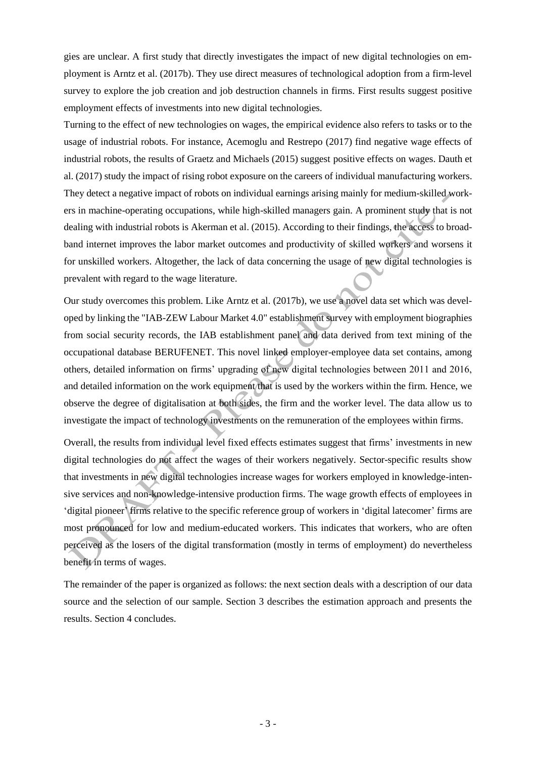gies are unclear. A first study that directly investigates the impact of new digital technologies on employment is Arntz et al. (2017b). They use direct measures of technological adoption from a firm-level survey to explore the job creation and job destruction channels in firms. First results suggest positive employment effects of investments into new digital technologies.

Turning to the effect of new technologies on wages, the empirical evidence also refers to tasks or to the usage of industrial robots. For instance, Acemoglu and Restrepo (2017) find negative wage effects of industrial robots, the results of Graetz and Michaels (2015) suggest positive effects on wages. Dauth et al. (2017) study the impact of rising robot exposure on the careers of individual manufacturing workers. They detect a negative impact of robots on individual earnings arising mainly for medium-skilled workers in machine-operating occupations, while high-skilled managers gain. A prominent study that is not dealing with industrial robots is Akerman et al. (2015). According to their findings, the access to broadband internet improves the labor market outcomes and productivity of skilled workers and worsens it for unskilled workers. Altogether, the lack of data concerning the usage of new digital technologies is prevalent with regard to the wage literature.

Our study overcomes this problem. Like Arntz et al. (2017b), we use a novel data set which was developed by linking the "IAB-ZEW Labour Market 4.0" establishment survey with employment biographies from social security records, the IAB establishment panel and data derived from text mining of the occupational database BERUFENET. This novel linked employer-employee data set contains, among others, detailed information on firms' upgrading of new digital technologies between 2011 and 2016, and detailed information on the work equipment that is used by the workers within the firm. Hence, we observe the degree of digitalisation at both sides, the firm and the worker level. The data allow us to investigate the impact of technology investments on the remuneration of the employees within firms.

Overall, the results from individual level fixed effects estimates suggest that firms' investments in new digital technologies do not affect the wages of their workers negatively. Sector-specific results show that investments in new digital technologies increase wages for workers employed in knowledge-intensive services and non-knowledge-intensive production firms. The wage growth effects of employees in 'digital pioneer' firms relative to the specific reference group of workers in 'digital latecomer' firms are most pronounced for low and medium-educated workers. This indicates that workers, who are often perceived as the losers of the digital transformation (mostly in terms of employment) do nevertheless benefit in terms of wages.

The remainder of the paper is organized as follows: the next section deals with a description of our data source and the selection of our sample. Section 3 describes the estimation approach and presents the results. Section 4 concludes.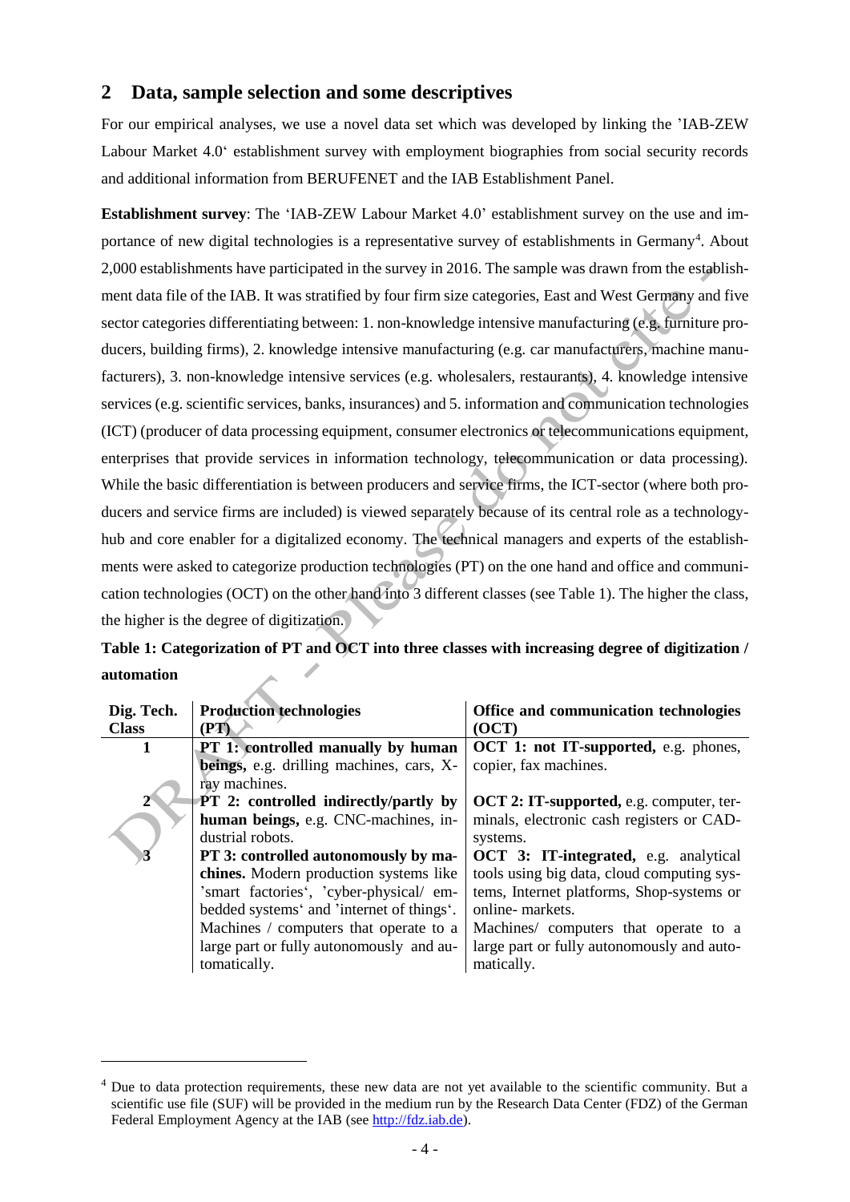## 2 Data, sample selection and some descriptives

For our empirical analyses, we use a novel data set which was developed by linking the 'IAB-ZEW Labour Market 4.0' establishment survey with employment biographies from social security records and additional information from BERUFENET and the IAB Establishment Panel.

**Establishment survey**: The 'IAB-ZEW Labour Market 4.0' establishment survey on the use and importance of new digital technologies is a representative survey of establishments in Germany[4]. About 2,000 establishments have participated in the survey in 2016. The sample was drawn from the establishment data file of the IAB. It was stratified by four firm size categories, East and West Germany and five sector categories differentiating between: 1. non-knowledge intensive manufacturing (e.g. furniture producers, building firms), 2. knowledge intensive manufacturing (e.g. car manufacturers, machine manufacturers), 3. non-knowledge intensive services (e.g. wholesalers, restaurants), 4. knowledge intensive services (e.g. scientific services, banks, insurances) and 5. information and communication technologies (ICT) (producer of data processing equipment, consumer electronics or telecommunications equipment, enterprises that provide services in information technology, telecommunication or data processing). While the basic differentiation is between producers and service firms, the ICT-sector (where both producers and service firms are included) is viewed separately because of its central role as a technology-hub and core enabler for a digitalized economy. The technical managers and experts of the establishments were asked to categorize production technologies (PT) on the one hand and office and communication technologies (OCT) on the other hand into 3 different classes (see Table 1). The higher the class, the higher is the degree of digitization.

**Table 1: Categorization of PT and OCT into three classes with increasing degree of digitization / automation**

| Dig. Tech. Class | Production technologies (PT) | Office and communication technologies (OCT) |
|---|---|---|
| 1 | **PT 1: controlled manually by human beings,** e.g. drilling machines, cars, X-ray machines. | **OCT 1: not IT-supported,** e.g. phones, copier, fax machines. |
| 2 | **PT 2: controlled indirectly/partly by human beings,** e.g. CNC-machines, industrial robots. | **OCT 2: IT-supported,** e.g. computer, terminals, electronic cash registers or CAD-systems. |
| 3 | **PT 3: controlled autonomously by machines.** Modern production systems like 'smart factories', 'cyber-physical/ embedded systems' and 'internet of things'. Machines / computers that operate to a large part or fully autonomously and automatically. | **OCT 3: IT-integrated,** e.g. analytical tools using big data, cloud computing systems, Internet platforms, Shop-systems or online- markets. Machines/ computers that operate to a large part or fully autonomously and automatically. |

[4] Due to data protection requirements, these new data are not yet available to the scientific community. But a scientific use file (SUF) will be provided in the medium run by the Research Data Center (FDZ) of the German Federal Employment Agency at the IAB (see http://fdz.iab.de).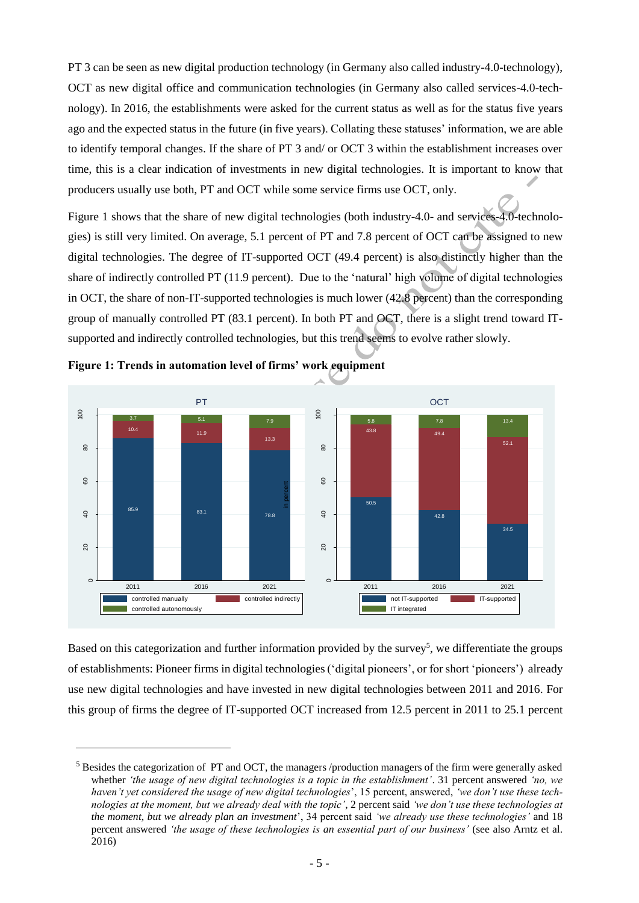PT 3 can be seen as new digital production technology (in Germany also called industry-4.0-technology), OCT as new digital office and communication technologies (in Germany also called services-4.0-technology). In 2016, the establishments were asked for the current status as well as for the status five years ago and the expected status in the future (in five years). Collating these statuses' information, we are able to identify temporal changes. If the share of PT 3 and/ or OCT 3 within the establishment increases over time, this is a clear indication of investments in new digital technologies. It is important to know that producers usually use both, PT and OCT while some service firms use OCT, only.

Figure 1 shows that the share of new digital technologies (both industry-4.0- and services-4.0-technologies) is still very limited. On average, 5.1 percent of PT and 7.8 percent of OCT can be assigned to new digital technologies. The degree of IT-supported OCT (49.4 percent) is also distinctly higher than the share of indirectly controlled PT (11.9 percent). Due to the 'natural' high volume of digital technologies in OCT, the share of non-IT-supported technologies is much lower (42.8 percent) than the corresponding group of manually controlled PT (83.1 percent). In both PT and OCT, there is a slight trend toward IT-supported and indirectly controlled technologies, but this trend seems to evolve rather slowly.

**Figure 1: Trends in automation level of firms' work equipment**

PT (in percent)

| | 2011 | 2016 | 2021 |
|---|---|---|---|
| controlled manually | 85.9 | 83.1 | 78.8 |
| controlled indirectly | 10.4 | 11.9 | 13.3 |
| controlled autonomously | 3.7 | 5.1 | 7.9 |

OCT (in percent)

| | 2011 | 2016 | 2021 |
|---|---|---|---|
| not IT-supported | 50.5 | 42.8 | 34.5 |
| IT-supported | 43.8 | 49.4 | 52.1 |
| IT integrated | 5.8 | 7.8 | 13.4 |

Based on this categorization and further information provided by the survey[5], we differentiate the groups of establishments: Pioneer firms in digital technologies ('digital pioneers', or for short 'pioneers') already use new digital technologies and have invested in new digital technologies between 2011 and 2016. For this group of firms the degree of IT-supported OCT increased from 12.5 percent in 2011 to 25.1 percent

[5] Besides the categorization of PT and OCT, the managers /production managers of the firm were generally asked whether *'the usage of new digital technologies is a topic in the establishment'*. 31 percent answered *'no, we haven't yet considered the usage of new digital technologies'*, 15 percent, answered, *'we don't use these technologies at the moment, but we already deal with the topic'*, 2 percent said *'we don't use these technologies at the moment, but we already plan an investment'*, 34 percent said *'we already use these technologies'* and 18 percent answered *'the usage of these technologies is an essential part of our business'* (see also Arntz et al. 2016)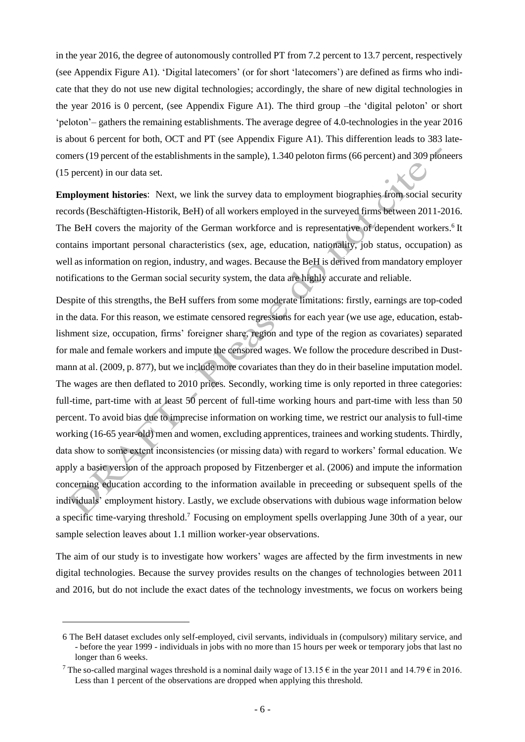in the year 2016, the degree of autonomously controlled PT from 7.2 percent to 13.7 percent, respectively (see Appendix Figure A1). 'Digital latecomers' (or for short 'latecomers') are defined as firms who indicate that they do not use new digital technologies; accordingly, the share of new digital technologies in the year 2016 is 0 percent, (see Appendix Figure A1). The third group –the 'digital peloton' or short 'peloton'– gathers the remaining establishments. The average degree of 4.0-technologies in the year 2016 is about 6 percent for both, OCT and PT (see Appendix Figure A1). This differention leads to 383 latecomers (19 percent of the establishments in the sample), 1.340 peloton firms (66 percent) and 309 pioneers (15 percent) in our data set.

**Employment histories**: Next, we link the survey data to employment biographies from social security records (Beschäftigten-Historik, BeH) of all workers employed in the surveyed firms between 2011-2016. The BeH covers the majority of the German workforce and is representative of dependent workers.[6] It contains important personal characteristics (sex, age, education, nationality, job status, occupation) as well as information on region, industry, and wages. Because the BeH is derived from mandatory employer notifications to the German social security system, the data are highly accurate and reliable.

Despite of this strengths, the BeH suffers from some moderate limitations: firstly, earnings are top-coded in the data. For this reason, we estimate censored regressions for each year (we use age, education, establishment size, occupation, firms' foreigner share, region and type of the region as covariates) separated for male and female workers and impute the censored wages. We follow the procedure described in Dustmann at al. (2009, p. 877), but we include more covariates than they do in their baseline imputation model. The wages are then deflated to 2010 prices. Secondly, working time is only reported in three categories: full-time, part-time with at least 50 percent of full-time working hours and part-time with less than 50 percent. To avoid bias due to imprecise information on working time, we restrict our analysis to full-time working (16-65 year-old) men and women, excluding apprentices, trainees and working students. Thirdly, data show to some extent inconsistencies (or missing data) with regard to workers' formal education. We apply a basic version of the approach proposed by Fitzenberger et al. (2006) and impute the information concerning education according to the information available in preceeding or subsequent spells of the individuals' employment history. Lastly, we exclude observations with dubious wage information below a specific time-varying threshold.[7] Focusing on employment spells overlapping June 30th of a year, our sample selection leaves about 1.1 million worker-year observations.

The aim of our study is to investigate how workers' wages are affected by the firm investments in new digital technologies. Because the survey provides results on the changes of technologies between 2011 and 2016, but do not include the exact dates of the technology investments, we focus on workers being

---

[6] The BeH dataset excludes only self-employed, civil servants, individuals in (compulsory) military service, and - before the year 1999 - individuals in jobs with no more than 15 hours per week or temporary jobs that last no longer than 6 weeks.

[7] The so-called marginal wages threshold is a nominal daily wage of 13.15 € in the year 2011 and 14.79 € in 2016. Less than 1 percent of the observations are dropped when applying this threshold.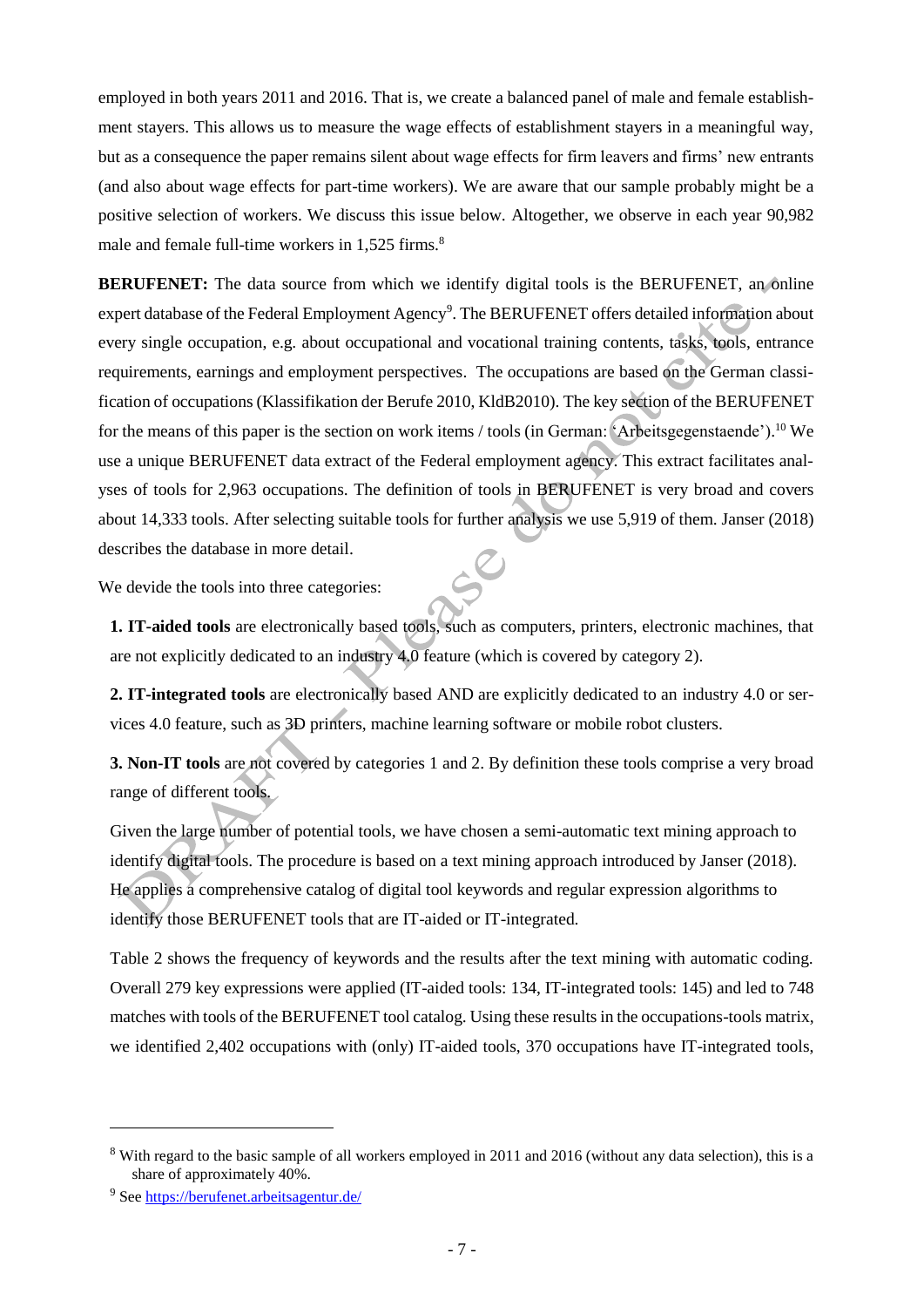employed in both years 2011 and 2016. That is, we create a balanced panel of male and female establishment stayers. This allows us to measure the wage effects of establishment stayers in a meaningful way, but as a consequence the paper remains silent about wage effects for firm leavers and firms' new entrants (and also about wage effects for part-time workers). We are aware that our sample probably might be a positive selection of workers. We discuss this issue below. Altogether, we observe in each year 90,982 male and female full-time workers in 1,525 firms.[8]

**BERUFENET:** The data source from which we identify digital tools is the BERUFENET, an online expert database of the Federal Employment Agency[9]. The BERUFENET offers detailed information about every single occupation, e.g. about occupational and vocational training contents, tasks, tools, entrance requirements, earnings and employment perspectives. The occupations are based on the German classification of occupations (Klassifikation der Berufe 2010, KldB2010). The key section of the BERUFENET for the means of this paper is the section on work items / tools (in German: 'Arbeitsgegenstaende').[10] We use a unique BERUFENET data extract of the Federal employment agency. This extract facilitates analyses of tools for 2,963 occupations. The definition of tools in BERUFENET is very broad and covers about 14,333 tools. After selecting suitable tools for further analysis we use 5,919 of them. Janser (2018) describes the database in more detail.

We devide the tools into three categories:

**1. IT-aided tools** are electronically based tools, such as computers, printers, electronic machines, that are not explicitly dedicated to an industry 4.0 feature (which is covered by category 2).

**2. IT-integrated tools** are electronically based AND are explicitly dedicated to an industry 4.0 or services 4.0 feature, such as 3D printers, machine learning software or mobile robot clusters.

**3. Non-IT tools** are not covered by categories 1 and 2. By definition these tools comprise a very broad range of different tools.

Given the large number of potential tools, we have chosen a semi-automatic text mining approach to identify digital tools. The procedure is based on a text mining approach introduced by Janser (2018). He applies a comprehensive catalog of digital tool keywords and regular expression algorithms to identify those BERUFENET tools that are IT-aided or IT-integrated.

Table 2 shows the frequency of keywords and the results after the text mining with automatic coding. Overall 279 key expressions were applied (IT-aided tools: 134, IT-integrated tools: 145) and led to 748 matches with tools of the BERUFENET tool catalog. Using these results in the occupations-tools matrix, we identified 2,402 occupations with (only) IT-aided tools, 370 occupations have IT-integrated tools,

---

[8] With regard to the basic sample of all workers employed in 2011 and 2016 (without any data selection), this is a share of approximately 40%.

[9] See https://berufenet.arbeitsagentur.de/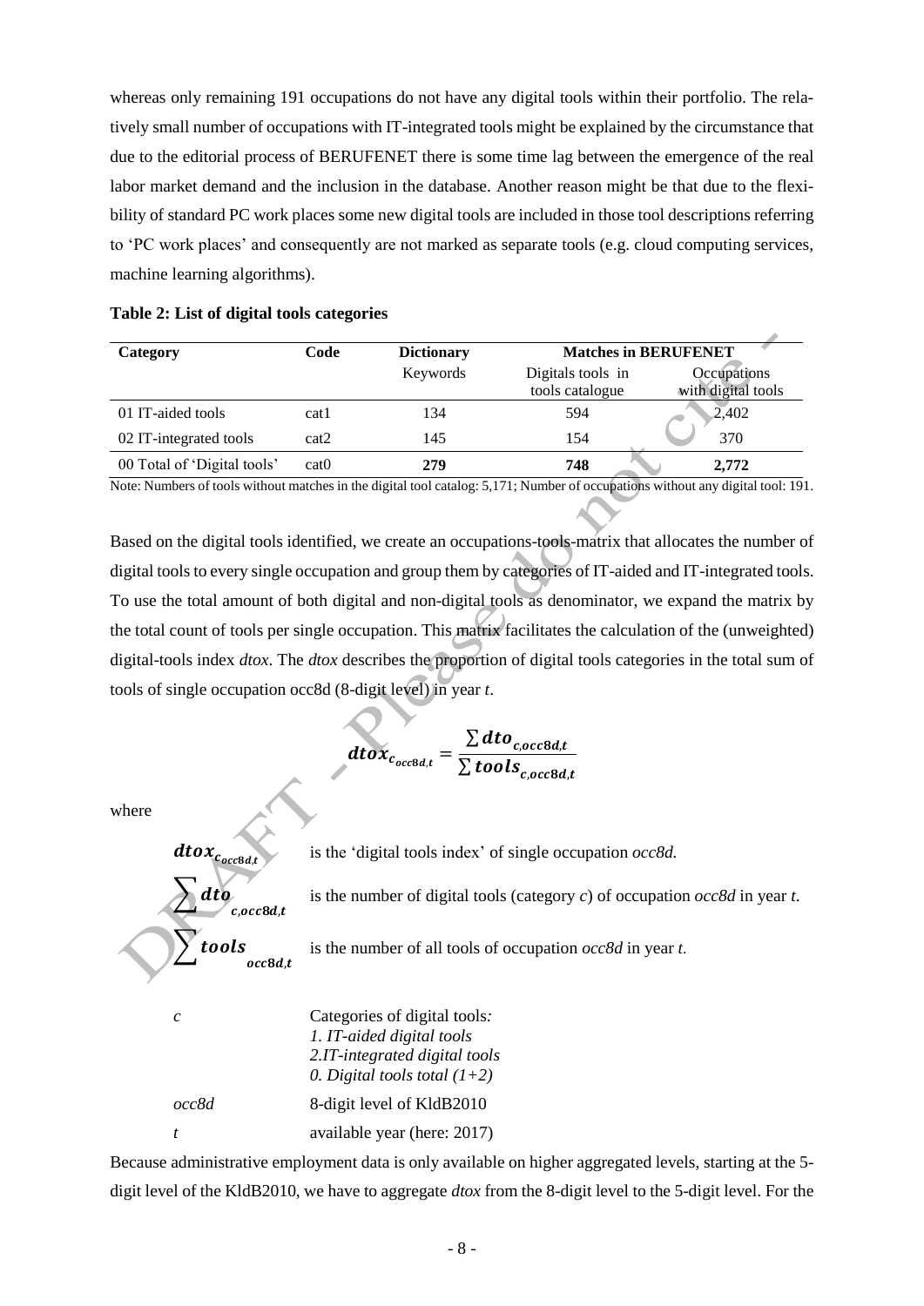whereas only remaining 191 occupations do not have any digital tools within their portfolio. The relatively small number of occupations with IT-integrated tools might be explained by the circumstance that due to the editorial process of BERUFENET there is some time lag between the emergence of the real labor market demand and the inclusion in the database. Another reason might be that due to the flexibility of standard PC work places some new digital tools are included in those tool descriptions referring to 'PC work places' and consequently are not marked as separate tools (e.g. cloud computing services, machine learning algorithms).

**Table 2: List of digital tools categories**

| Category | Code | Dictionary | Matches in BERUFENET | |
|---|---|---|---|---|
| | | Keywords | Digitals tools in tools catalogue | Occupations with digital tools |
| 01 IT-aided tools | cat1 | 134 | 594 | 2,402 |
| 02 IT-integrated tools | cat2 | 145 | 154 | 370 |
| 00 Total of 'Digital tools' | cat0 | **279** | **748** | **2,772** |

Note: Numbers of tools without matches in the digital tool catalog: 5,171; Number of occupations without any digital tool: 191.

Based on the digital tools identified, we create an occupations-tools-matrix that allocates the number of digital tools to every single occupation and group them by categories of IT-aided and IT-integrated tools. To use the total amount of both digital and non-digital tools as denominator, we expand the matrix by the total count of tools per single occupation. This matrix facilitates the calculation of the (unweighted) digital-tools index *dtox*. The *dtox* describes the proportion of digital tools categories in the total sum of tools of single occupation occ8d (8-digit level) in year *t*.

$$\boldsymbol{dtox}_{\boldsymbol{c}_{\boldsymbol{occ8d},\boldsymbol{t}}} = \frac{\sum \boldsymbol{dto}_{\boldsymbol{c},\boldsymbol{occ8d},\boldsymbol{t}}}{\sum \boldsymbol{tools}_{\boldsymbol{c},\boldsymbol{occ8d},\boldsymbol{t}}}$$

where

| | |
|---|---|
| $\boldsymbol{dtox}_{\boldsymbol{c}_{\boldsymbol{occ8d},\boldsymbol{t}}}$ | is the 'digital tools index' of single occupation *occ8d.* |
| $\sum \boldsymbol{dto}_{\boldsymbol{c},\boldsymbol{occ8d},\boldsymbol{t}}$ | is the number of digital tools (category *c*) of occupation *occ8d* in year *t.* |
| $\sum \boldsymbol{tools}_{\boldsymbol{occ8d},\boldsymbol{t}}$ | is the number of all tools of occupation *occ8d* in year *t.* |
| *c* | Categories of digital tools*:* *1. IT-aided digital tools* *2.IT-integrated digital tools* *0. Digital tools total (1+2)* |
| *occ8d* | 8-digit level of KldB2010 |
| *t* | available year (here: 2017) |

Because administrative employment data is only available on higher aggregated levels, starting at the 5-digit level of the KldB2010, we have to aggregate *dtox* from the 8-digit level to the 5-digit level. For the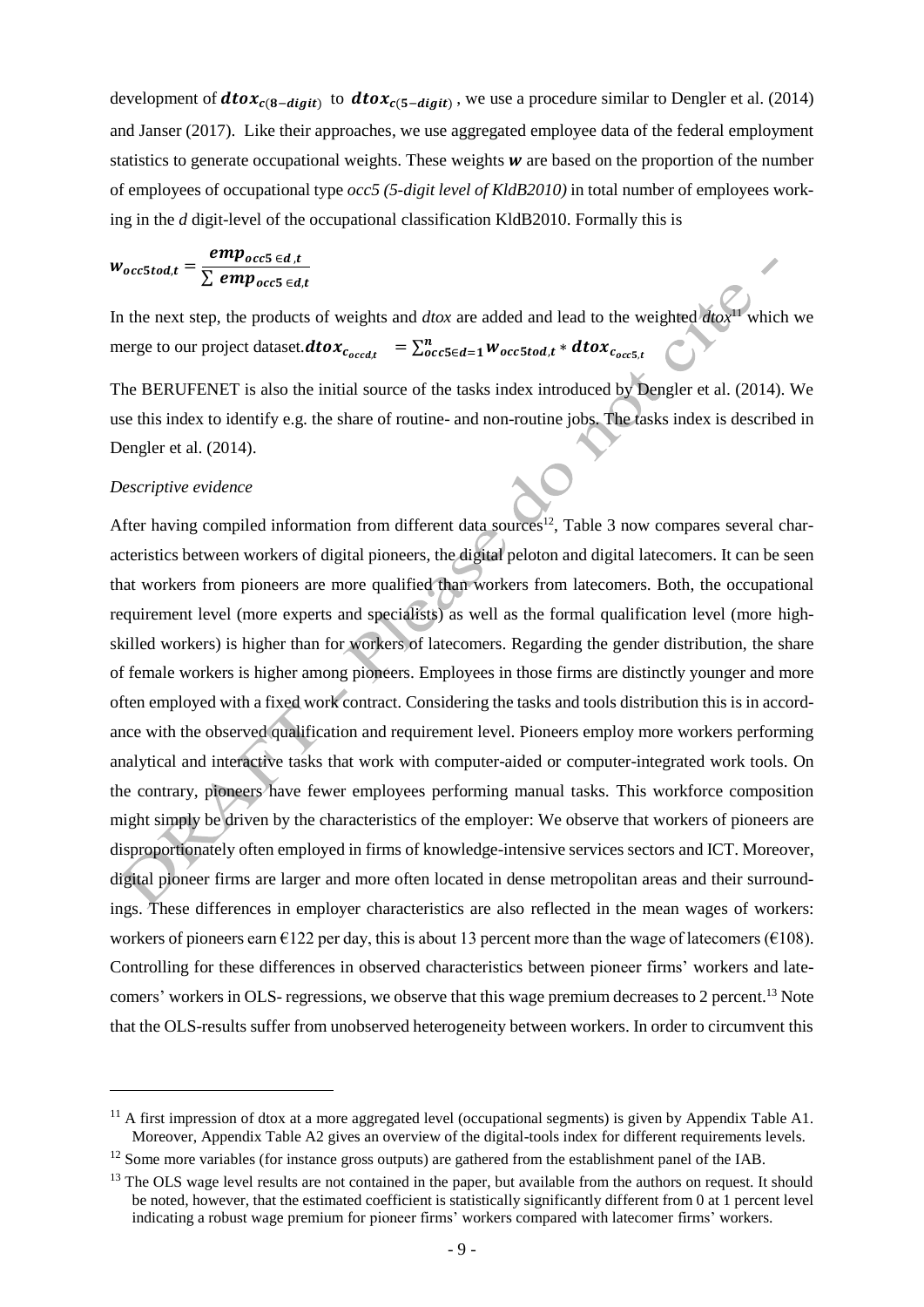development of $\boldsymbol{dtox}_{c(\mathbf{8-digit})}$ to $\boldsymbol{dtox}_{c(\mathbf{5-digit})}$, we use a procedure similar to Dengler et al. (2014) and Janser (2017). Like their approaches, we use aggregated employee data of the federal employment statistics to generate occupational weights. These weights $\boldsymbol{w}$ are based on the proportion of the number of employees of occupational type *occ5 (5-digit level of KldB2010)* in total number of employees working in the *d* digit-level of the occupational classification KldB2010. Formally this is

$$\boldsymbol{w}_{\boldsymbol{occ5tod,t}} = \frac{\boldsymbol{emp}_{\boldsymbol{occ5} \in \boldsymbol{d},\boldsymbol{t}}}{\sum \boldsymbol{emp}_{\boldsymbol{occ5} \in \boldsymbol{d},\boldsymbol{t}}}$$

In the next step, the products of weights and *dtox* are added and lead to the weighted *dtox*[11] which we merge to our project dataset. $\boldsymbol{dtox}_{\boldsymbol{c}_{\boldsymbol{occd},\boldsymbol{t}}} = \sum_{\boldsymbol{occ5} \in \boldsymbol{d}=\boldsymbol{1}}^{\boldsymbol{n}} \boldsymbol{w}_{\boldsymbol{occ5tod},\boldsymbol{t}} * \boldsymbol{dtox}_{\boldsymbol{c}_{\boldsymbol{occ5},\boldsymbol{t}}}$

The BERUFENET is also the initial source of the tasks index introduced by Dengler et al. (2014). We use this index to identify e.g. the share of routine- and non-routine jobs. The tasks index is described in Dengler et al. (2014).

*Descriptive evidence*

After having compiled information from different data sources[12], Table 3 now compares several characteristics between workers of digital pioneers, the digital peloton and digital latecomers. It can be seen that workers from pioneers are more qualified than workers from latecomers. Both, the occupational requirement level (more experts and specialists) as well as the formal qualification level (more high-skilled workers) is higher than for workers of latecomers. Regarding the gender distribution, the share of female workers is higher among pioneers. Employees in those firms are distinctly younger and more often employed with a fixed work contract. Considering the tasks and tools distribution this is in accordance with the observed qualification and requirement level. Pioneers employ more workers performing analytical and interactive tasks that work with computer-aided or computer-integrated work tools. On the contrary, pioneers have fewer employees performing manual tasks. This workforce composition might simply be driven by the characteristics of the employer: We observe that workers of pioneers are disproportionately often employed in firms of knowledge-intensive services sectors and ICT. Moreover, digital pioneer firms are larger and more often located in dense metropolitan areas and their surroundings. These differences in employer characteristics are also reflected in the mean wages of workers: workers of pioneers earn €122 per day, this is about 13 percent more than the wage of latecomers (€108). Controlling for these differences in observed characteristics between pioneer firms' workers and latecomers' workers in OLS- regressions, we observe that this wage premium decreases to 2 percent.[13] Note that the OLS-results suffer from unobserved heterogeneity between workers. In order to circumvent this

[11] A first impression of dtox at a more aggregated level (occupational segments) is given by Appendix Table A1. Moreover, Appendix Table A2 gives an overview of the digital-tools index for different requirements levels.

[12] Some more variables (for instance gross outputs) are gathered from the establishment panel of the IAB.

[13] The OLS wage level results are not contained in the paper, but available from the authors on request. It should be noted, however, that the estimated coefficient is statistically significantly different from 0 at 1 percent level indicating a robust wage premium for pioneer firms' workers compared with latecomer firms' workers.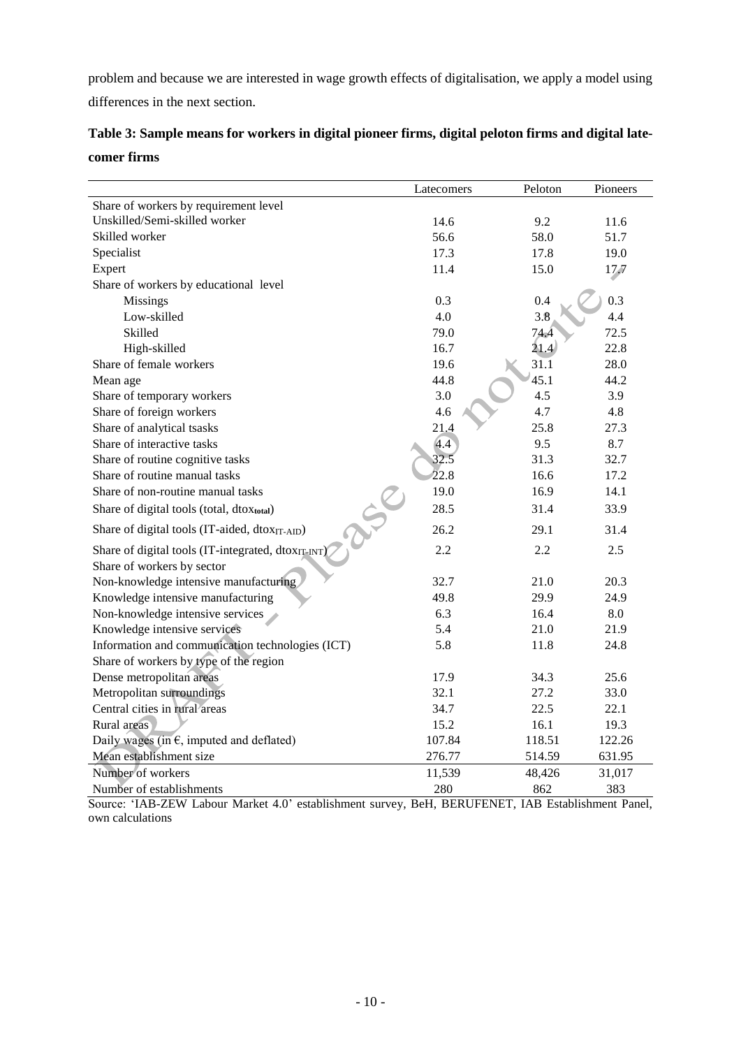problem and because we are interested in wage growth effects of digitalisation, we apply a model using differences in the next section.

**Table 3: Sample means for workers in digital pioneer firms, digital peloton firms and digital latecomer firms**

| | Latecomers | Peloton | Pioneers |
|---|---|---|---|
| Share of workers by requirement level | | | |
| Unskilled/Semi-skilled worker | 14.6 | 9.2 | 11.6 |
| Skilled worker | 56.6 | 58.0 | 51.7 |
| Specialist | 17.3 | 17.8 | 19.0 |
| Expert | 11.4 | 15.0 | 17.7 |
| Share of workers by educational level | | | |
| Missings | 0.3 | 0.4 | 0.3 |
| Low-skilled | 4.0 | 3.8 | 4.4 |
| Skilled | 79.0 | 74.4 | 72.5 |
| High-skilled | 16.7 | 21.4 | 22.8 |
| Share of female workers | 19.6 | 31.1 | 28.0 |
| Mean age | 44.8 | 45.1 | 44.2 |
| Share of temporary workers | 3.0 | 4.5 | 3.9 |
| Share of foreign workers | 4.6 | 4.7 | 4.8 |
| Share of analytical tsasks | 21.4 | 25.8 | 27.3 |
| Share of interactive tasks | 4.4 | 9.5 | 8.7 |
| Share of routine cognitive tasks | 32.5 | 31.3 | 32.7 |
| Share of routine manual tasks | 22.8 | 16.6 | 17.2 |
| Share of non-routine manual tasks | 19.0 | 16.9 | 14.1 |
| Share of digital tools (total, $dtox_{total}$) | 28.5 | 31.4 | 33.9 |
| Share of digital tools (IT-aided, $dtox_{IT\text{-}AID}$) | 26.2 | 29.1 | 31.4 |
| Share of digital tools (IT-integrated, $dtox_{IT\text{-}INT}$) | 2.2 | 2.2 | 2.5 |
| Share of workers by sector | | | |
| Non-knowledge intensive manufacturing | 32.7 | 21.0 | 20.3 |
| Knowledge intensive manufacturing | 49.8 | 29.9 | 24.9 |
| Non-knowledge intensive services | 6.3 | 16.4 | 8.0 |
| Knowledge intensive services | 5.4 | 21.0 | 21.9 |
| Information and communication technologies (ICT) | 5.8 | 11.8 | 24.8 |
| Share of workers by type of the region | | | |
| Dense metropolitan areas | 17.9 | 34.3 | 25.6 |
| Metropolitan surroundings | 32.1 | 27.2 | 33.0 |
| Central cities in rural areas | 34.7 | 22.5 | 22.1 |
| Rural areas | 15.2 | 16.1 | 19.3 |
| Daily wages (in €, imputed and deflated) | 107.84 | 118.51 | 122.26 |
| Mean establishment size | 276.77 | 514.59 | 631.95 |
| Number of workers | 11,539 | 48,426 | 31,017 |
| Number of establishments | 280 | 862 | 383 |

Source: 'IAB-ZEW Labour Market 4.0' establishment survey, BeH, BERUFENET, IAB Establishment Panel, own calculations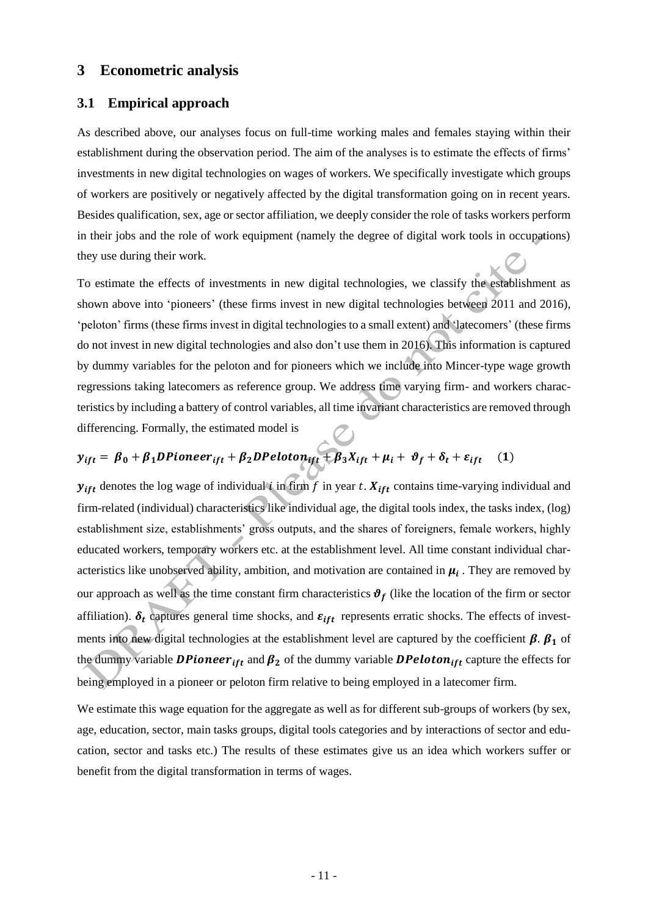## 3 Econometric analysis

### 3.1 Empirical approach

As described above, our analyses focus on full-time working males and females staying within their establishment during the observation period. The aim of the analyses is to estimate the effects of firms' investments in new digital technologies on wages of workers. We specifically investigate which groups of workers are positively or negatively affected by the digital transformation going on in recent years. Besides qualification, sex, age or sector affiliation, we deeply consider the role of tasks workers perform in their jobs and the role of work equipment (namely the degree of digital work tools in occupations) they use during their work.

To estimate the effects of investments in new digital technologies, we classify the establishment as shown above into 'pioneers' (these firms invest in new digital technologies between 2011 and 2016), 'peloton' firms (these firms invest in digital technologies to a small extent) and 'latecomers' (these firms do not invest in new digital technologies and also don't use them in 2016). This information is captured by dummy variables for the peloton and for pioneers which we include into Mincer-type wage growth regressions taking latecomers as reference group. We address time varying firm- and workers characteristics by including a battery of control variables, all time invariant characteristics are removed through differencing. Formally, the estimated model is

$$\boldsymbol{y_{ift} = \beta_0 + \beta_1 DPioneer_{ift} + \beta_2 DPeloton_{ift} + \beta_3 X_{ift} + \mu_i + \vartheta_f + \delta_t + \varepsilon_{ift}} \quad \textbf{(1)}$$

$\boldsymbol{y_{ift}}$ denotes the log wage of individual $i$ in firm $f$ in year $t$. $\boldsymbol{X_{ift}}$ contains time-varying individual and firm-related (individual) characteristics like individual age, the digital tools index, the tasks index, (log) establishment size, establishments' gross outputs, and the shares of foreigners, female workers, highly educated workers, temporary workers etc. at the establishment level. All time constant individual characteristics like unobserved ability, ambition, and motivation are contained in $\boldsymbol{\mu_i}$ . They are removed by our approach as well as the time constant firm characteristics $\boldsymbol{\vartheta_f}$ (like the location of the firm or sector affiliation). $\boldsymbol{\delta_t}$ captures general time shocks, and $\boldsymbol{\varepsilon_{ift}}$ represents erratic shocks. The effects of investments into new digital technologies at the establishment level are captured by the coefficient $\boldsymbol{\beta}$. $\boldsymbol{\beta_1}$ of the dummy variable $\boldsymbol{DPioneer_{ift}}$ and $\boldsymbol{\beta_2}$ of the dummy variable $\boldsymbol{DPeloton_{ift}}$ capture the effects for being employed in a pioneer or peloton firm relative to being employed in a latecomer firm.

We estimate this wage equation for the aggregate as well as for different sub-groups of workers (by sex, age, education, sector, main tasks groups, digital tools categories and by interactions of sector and education, sector and tasks etc.) The results of these estimates give us an idea which workers suffer or benefit from the digital transformation in terms of wages.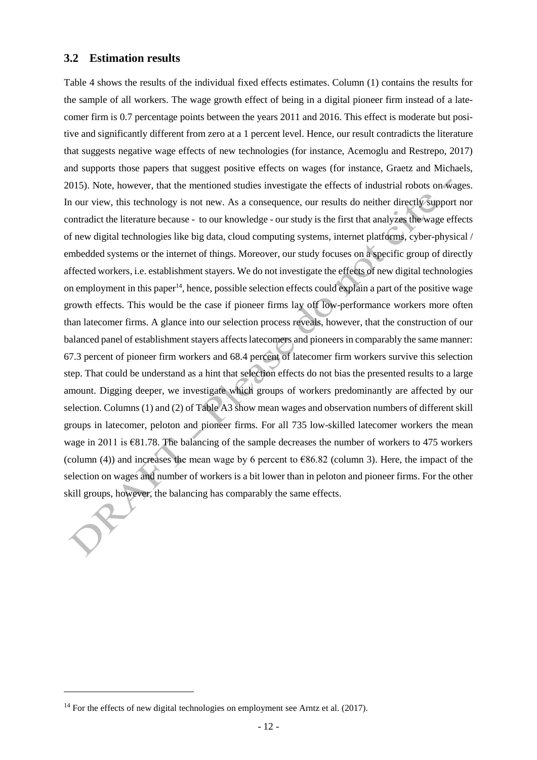## 3.2 Estimation results

Table 4 shows the results of the individual fixed effects estimates. Column (1) contains the results for the sample of all workers. The wage growth effect of being in a digital pioneer firm instead of a latecomer firm is 0.7 percentage points between the years 2011 and 2016. This effect is moderate but positive and significantly different from zero at a 1 percent level. Hence, our result contradicts the literature that suggests negative wage effects of new technologies (for instance, Acemoglu and Restrepo, 2017) and supports those papers that suggest positive effects on wages (for instance, Graetz and Michaels, 2015). Note, however, that the mentioned studies investigate the effects of industrial robots on wages. In our view, this technology is not new. As a consequence, our results do neither directly support nor contradict the literature because - to our knowledge - our study is the first that analyzes the wage effects of new digital technologies like big data, cloud computing systems, internet platforms, cyber-physical / embedded systems or the internet of things. Moreover, our study focuses on a specific group of directly affected workers, i.e. establishment stayers. We do not investigate the effects of new digital technologies on employment in this paper[14], hence, possible selection effects could explain a part of the positive wage growth effects. This would be the case if pioneer firms lay off low-performance workers more often than latecomer firms. A glance into our selection process reveals, however, that the construction of our balanced panel of establishment stayers affects latecomers and pioneers in comparably the same manner: 67.3 percent of pioneer firm workers and 68.4 percent of latecomer firm workers survive this selection step. That could be understand as a hint that selection effects do not bias the presented results to a large amount. Digging deeper, we investigate which groups of workers predominantly are affected by our selection. Columns (1) and (2) of Table A3 show mean wages and observation numbers of different skill groups in latecomer, peloton and pioneer firms. For all 735 low-skilled latecomer workers the mean wage in 2011 is €81.78. The balancing of the sample decreases the number of workers to 475 workers (column (4)) and increases the mean wage by 6 percent to €86.82 (column 3). Here, the impact of the selection on wages and number of workers is a bit lower than in peloton and pioneer firms. For the other skill groups, however, the balancing has comparably the same effects.

---

[14] For the effects of new digital technologies on employment see Arntz et al. (2017).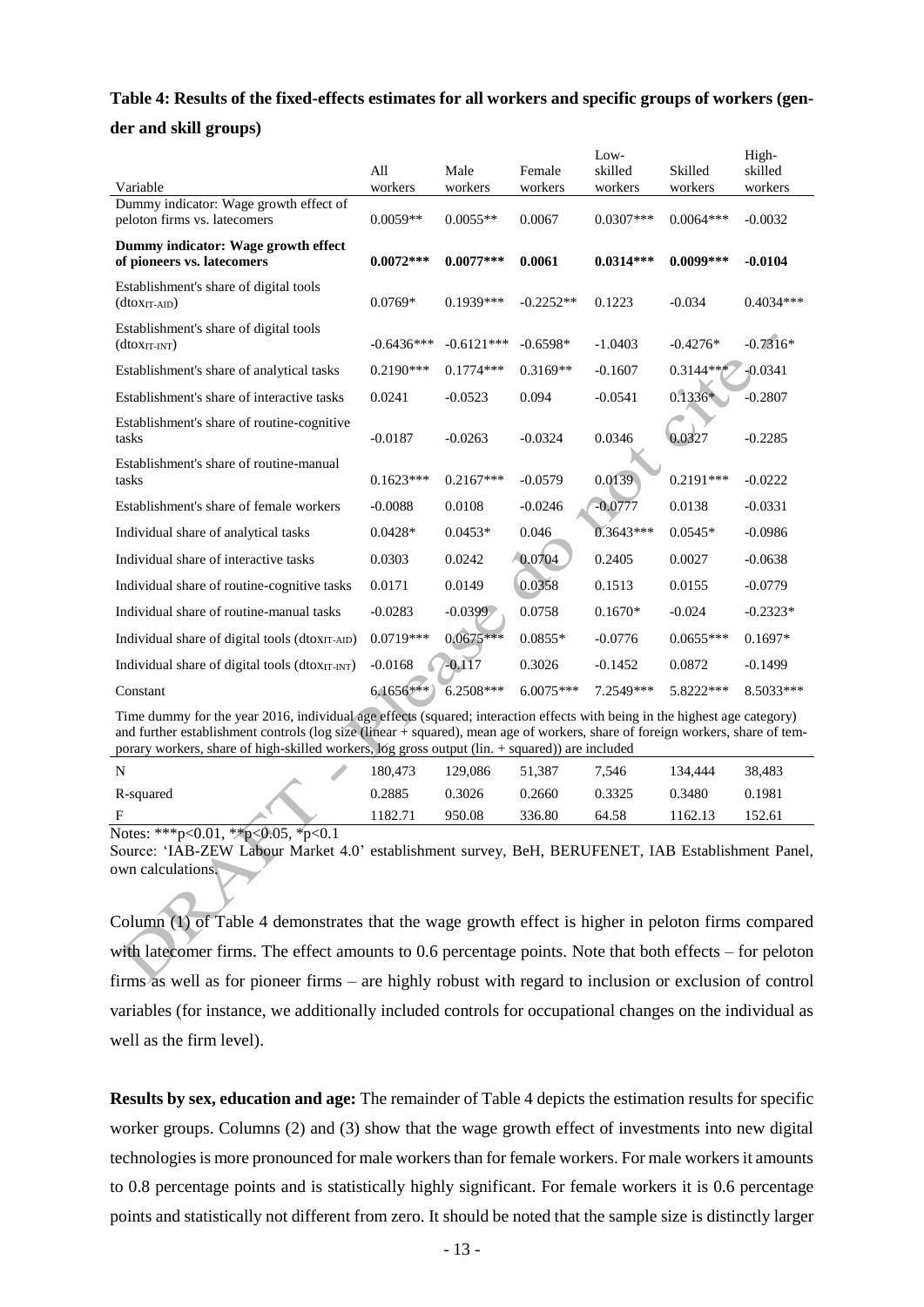**Table 4: Results of the fixed-effects estimates for all workers and specific groups of workers (gender and skill groups)**

| Variable | All workers | Male workers | Female workers | Low-skilled workers | Skilled workers | High-skilled workers |
|---|---|---|---|---|---|---|
| Dummy indicator: Wage growth effect of peloton firms vs. latecomers | 0.0059** | 0.0055** | 0.0067 | 0.0307*** | 0.0064*** | -0.0032 |
| **Dummy indicator: Wage growth effect of pioneers vs. latecomers** | **0.0072***** | **0.0077***** | **0.0061** | **0.0314***** | **0.0099***** | **-0.0104** |
| Establishment's share of digital tools ($dtox_{IT\text{-}AID}$) | 0.0769* | 0.1939*** | -0.2252** | 0.1223 | -0.034 | 0.4034*** |
| Establishment's share of digital tools ($dtox_{IT\text{-}INT}$) | -0.6436*** | -0.6121*** | -0.6598* | -1.0403 | -0.4276* | -0.7316* |
| Establishment's share of analytical tasks | 0.2190*** | 0.1774*** | 0.3169** | -0.1607 | 0.3144*** | -0.0341 |
| Establishment's share of interactive tasks | 0.0241 | -0.0523 | 0.094 | -0.0541 | 0.1336* | -0.2807 |
| Establishment's share of routine-cognitive tasks | -0.0187 | -0.0263 | -0.0324 | 0.0346 | 0.0327 | -0.2285 |
| Establishment's share of routine-manual tasks | 0.1623*** | 0.2167*** | -0.0579 | 0.0139 | 0.2191*** | -0.0222 |
| Establishment's share of female workers | -0.0088 | 0.0108 | -0.0246 | -0.0777 | 0.0138 | -0.0331 |
| Individual share of analytical tasks | 0.0428* | 0.0453* | 0.046 | 0.3643*** | 0.0545* | -0.0986 |
| Individual share of interactive tasks | 0.0303 | 0.0242 | 0.0704 | 0.2405 | 0.0027 | -0.0638 |
| Individual share of routine-cognitive tasks | 0.0171 | 0.0149 | 0.0358 | 0.1513 | 0.0155 | -0.0779 |
| Individual share of routine-manual tasks | -0.0283 | -0.0399 | 0.0758 | 0.1670* | -0.024 | -0.2323* |
| Individual share of digital tools ($dtox_{IT\text{-}AID}$) | 0.0719*** | 0.0675*** | 0.0855* | -0.0776 | 0.0655*** | 0.1697* |
| Individual share of digital tools ($dtox_{IT\text{-}INT}$) | -0.0168 | -0.117 | 0.3026 | -0.1452 | 0.0872 | -0.1499 |
| Constant | 6.1656*** | 6.2508*** | 6.0075*** | 7.2549*** | 5.8222*** | 8.5033*** |
| Time dummy for the year 2016, individual age effects (squared; interaction effects with being in the highest age category) and further establishment controls (log size (linear + squared), mean age of workers, share of foreign workers, share of temporary workers, share of high-skilled workers, log gross output (lin. + squared)) are included | | | | | | |
| N | 180,473 | 129,086 | 51,387 | 7,546 | 134,444 | 38,483 |
| R-squared | 0.2885 | 0.3026 | 0.2660 | 0.3325 | 0.3480 | 0.1981 |
| F | 1182.71 | 950.08 | 336.80 | 64.58 | 1162.13 | 152.61 |

Notes: ***p<0.01, **p<0.05, *p<0.1

Source: 'IAB-ZEW Labour Market 4.0' establishment survey, BeH, BERUFENET, IAB Establishment Panel, own calculations.

Column (1) of Table 4 demonstrates that the wage growth effect is higher in peloton firms compared with latecomer firms. The effect amounts to 0.6 percentage points. Note that both effects – for peloton firms as well as for pioneer firms – are highly robust with regard to inclusion or exclusion of control variables (for instance, we additionally included controls for occupational changes on the individual as well as the firm level).

**Results by sex, education and age:** The remainder of Table 4 depicts the estimation results for specific worker groups. Columns (2) and (3) show that the wage growth effect of investments into new digital technologies is more pronounced for male workers than for female workers. For male workers it amounts to 0.8 percentage points and is statistically highly significant. For female workers it is 0.6 percentage points and statistically not different from zero. It should be noted that the sample size is distinctly larger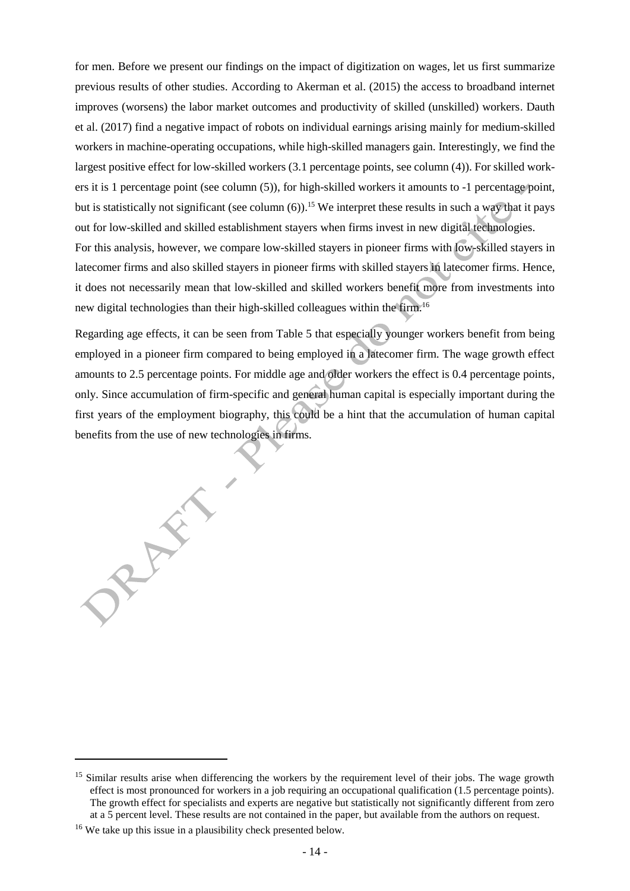for men. Before we present our findings on the impact of digitization on wages, let us first summarize previous results of other studies. According to Akerman et al. (2015) the access to broadband internet improves (worsens) the labor market outcomes and productivity of skilled (unskilled) workers. Dauth et al. (2017) find a negative impact of robots on individual earnings arising mainly for medium-skilled workers in machine-operating occupations, while high-skilled managers gain. Interestingly, we find the largest positive effect for low-skilled workers (3.1 percentage points, see column (4)). For skilled workers it is 1 percentage point (see column (5)), for high-skilled workers it amounts to -1 percentage point, but is statistically not significant (see column (6)).[15] We interpret these results in such a way that it pays out for low-skilled and skilled establishment stayers when firms invest in new digital technologies. For this analysis, however, we compare low-skilled stayers in pioneer firms with low-skilled stayers in latecomer firms and also skilled stayers in pioneer firms with skilled stayers in latecomer firms. Hence, it does not necessarily mean that low-skilled and skilled workers benefit more from investments into new digital technologies than their high-skilled colleagues within the firm.[16]

Regarding age effects, it can be seen from Table 5 that especially younger workers benefit from being employed in a pioneer firm compared to being employed in a latecomer firm. The wage growth effect amounts to 2.5 percentage points. For middle age and older workers the effect is 0.4 percentage points, only. Since accumulation of firm-specific and general human capital is especially important during the first years of the employment biography, this could be a hint that the accumulation of human capital benefits from the use of new technologies in firms.

---

[15] Similar results arise when differencing the workers by the requirement level of their jobs. The wage growth effect is most pronounced for workers in a job requiring an occupational qualification (1.5 percentage points). The growth effect for specialists and experts are negative but statistically not significantly different from zero at a 5 percent level. These results are not contained in the paper, but available from the authors on request.

[16] We take up this issue in a plausibility check presented below.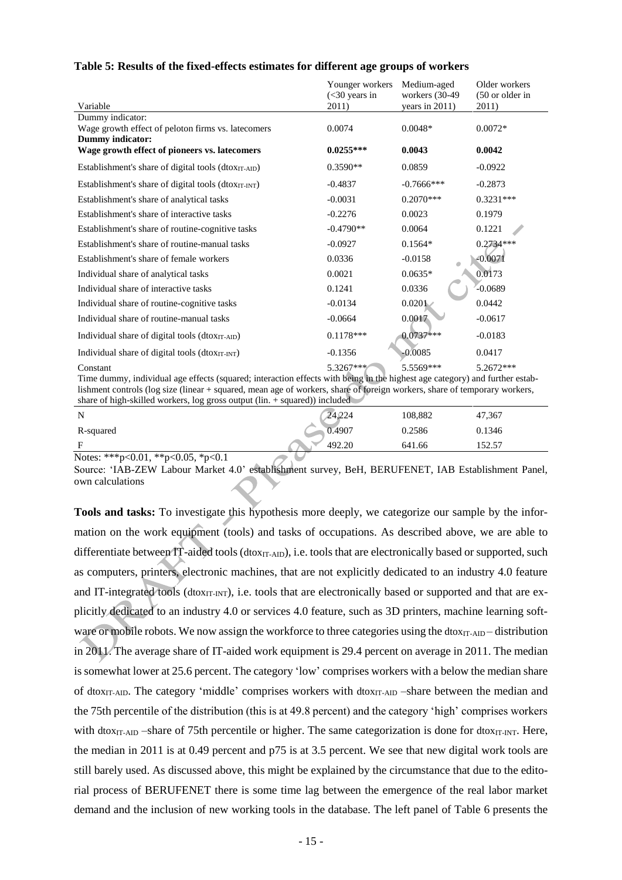**Table 5: Results of the fixed-effects estimates for different age groups of workers**

| Variable | Younger workers (<30 years in 2011) | Medium-aged workers (30-49 years in 2011) | Older workers (50 or older in 2011) |
|---|---|---|---|
| Dummy indicator: Wage growth effect of peloton firms vs. latecomers | 0.0074 | 0.0048* | 0.0072* |
| **Dummy indicator: Wage growth effect of pioneers vs. latecomers** | **0.0255***** | **0.0043** | **0.0042** |
| Establishment's share of digital tools ($dtox_{IT-AID}$) | 0.3590** | 0.0859 | -0.0922 |
| Establishment's share of digital tools ($dtox_{IT-INT}$) | -0.4837 | -0.7666*** | -0.2873 |
| Establishment's share of analytical tasks | -0.0031 | 0.2070*** | 0.3231*** |
| Establishment's share of interactive tasks | -0.2276 | 0.0023 | 0.1979 |
| Establishment's share of routine-cognitive tasks | -0.4790** | 0.0064 | 0.1221 |
| Establishment's share of routine-manual tasks | -0.0927 | 0.1564* | 0.2734*** |
| Establishment's share of female workers | 0.0336 | -0.0158 | -0.0071 |
| Individual share of analytical tasks | 0.0021 | 0.0635* | 0.0173 |
| Individual share of interactive tasks | 0.1241 | 0.0336 | -0.0689 |
| Individual share of routine-cognitive tasks | -0.0134 | 0.0201 | 0.0442 |
| Individual share of routine-manual tasks | -0.0664 | 0.0017 | -0.0617 |
| Individual share of digital tools ($dtox_{IT-AID}$) | 0.1178*** | 0.0737*** | -0.0183 |
| Individual share of digital tools ($dtox_{IT-INT}$) | -0.1356 | -0.0085 | 0.0417 |
| Constant | 5.3267*** | 5.5569*** | 5.2672*** |
| Time dummy, individual age effects (squared; interaction effects with being in the highest age category) and further establishment controls (log size (linear + squared, mean age of workers, share of foreign workers, share of temporary workers, share of high-skilled workers, log gross output (lin. + squared)) included | | | |
| N | 24,224 | 108,882 | 47,367 |
| R-squared | 0.4907 | 0.2586 | 0.1346 |
| F | 492.20 | 641.66 | 152.57 |

Notes: ***p<0.01, **p<0.05, *p<0.1

Source: 'IAB-ZEW Labour Market 4.0' establishment survey, BeH, BERUFENET, IAB Establishment Panel, own calculations

**Tools and tasks:** To investigate this hypothesis more deeply, we categorize our sample by the information on the work equipment (tools) and tasks of occupations. As described above, we are able to differentiate between IT-aided tools ($dtox_{IT-AID}$), i.e. tools that are electronically based or supported, such as computers, printers, electronic machines, that are not explicitly dedicated to an industry 4.0 feature and IT-integrated tools ($dtox_{IT-INT}$), i.e. tools that are electronically based or supported and that are explicitly dedicated to an industry 4.0 or services 4.0 feature, such as 3D printers, machine learning software or mobile robots. We now assign the workforce to three categories using the $dtox_{IT-AID}$ – distribution in 2011. The average share of IT-aided work equipment is 29.4 percent on average in 2011. The median is somewhat lower at 25.6 percent. The category 'low' comprises workers with a below the median share of $dtox_{IT-AID}$. The category 'middle' comprises workers with $dtox_{IT-AID}$ –share between the median and the 75th percentile of the distribution (this is at 49.8 percent) and the category 'high' comprises workers with $dtox_{IT-AID}$ –share of 75th percentile or higher. The same categorization is done for $dtox_{IT-INT}$. Here, the median in 2011 is at 0.49 percent and p75 is at 3.5 percent. We see that new digital work tools are still barely used. As discussed above, this might be explained by the circumstance that due to the editorial process of BERUFENET there is some time lag between the emergence of the real labor market demand and the inclusion of new working tools in the database. The left panel of Table 6 presents the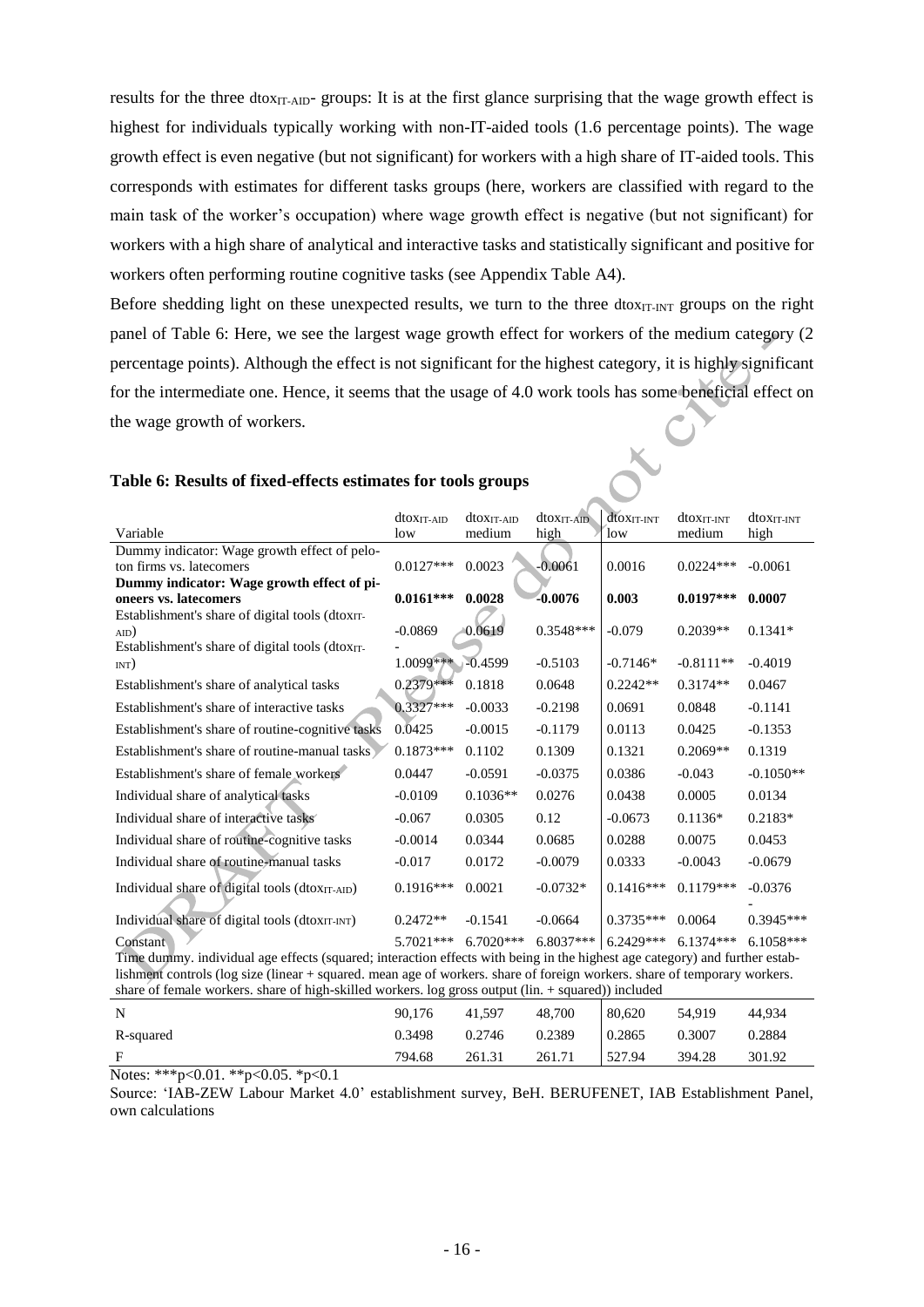results for the three $dtox_{IT-AID}$- groups: It is at the first glance surprising that the wage growth effect is highest for individuals typically working with non-IT-aided tools (1.6 percentage points). The wage growth effect is even negative (but not significant) for workers with a high share of IT-aided tools. This corresponds with estimates for different tasks groups (here, workers are classified with regard to the main task of the worker's occupation) where wage growth effect is negative (but not significant) for workers with a high share of analytical and interactive tasks and statistically significant and positive for workers often performing routine cognitive tasks (see Appendix Table A4).

Before shedding light on these unexpected results, we turn to the three $dtox_{IT-INT}$ groups on the right panel of Table 6: Here, we see the largest wage growth effect for workers of the medium category (2 percentage points). Although the effect is not significant for the highest category, it is highly significant for the intermediate one. Hence, it seems that the usage of 4.0 work tools has some beneficial effect on the wage growth of workers.

**Table 6: Results of fixed-effects estimates for tools groups**

| Variable | $dtox_{IT-AID}$ low | $dtox_{IT-AID}$ medium | $dtox_{IT-AID}$ high | $dtox_{IT-INT}$ low | $dtox_{IT-INT}$ medium | $dtox_{IT-INT}$ high |
|---|---|---|---|---|---|---|
| Dummy indicator: Wage growth effect of peloton firms vs. latecomers | 0.0127*** | 0.0023 | -0.0061 | 0.0016 | 0.0224*** | -0.0061 |
| **Dummy indicator: Wage growth effect of pioneers vs. latecomers** | **0.0161*** ** | **0.0028** | **-0.0076** | **0.003** | **0.0197*** ** | **0.0007** |
| Establishment's share of digital tools ($dtox_{IT-AID}$) | -0.0869 | 0.0619 | 0.3548*** | -0.079 | 0.2039** | 0.1341* |
| Establishment's share of digital tools ($dtox_{IT-INT}$) | -1.0099*** | -0.4599 | -0.5103 | -0.7146* | -0.8111** | -0.4019 |
| Establishment's share of analytical tasks | 0.2379*** | 0.1818 | 0.0648 | 0.2242** | 0.3174** | 0.0467 |
| Establishment's share of interactive tasks | 0.3327*** | -0.0033 | -0.2198 | 0.0691 | 0.0848 | -0.1141 |
| Establishment's share of routine-cognitive tasks | 0.0425 | -0.0015 | -0.1179 | 0.0113 | 0.0425 | -0.1353 |
| Establishment's share of routine-manual tasks | 0.1873*** | 0.1102 | 0.1309 | 0.1321 | 0.2069** | 0.1319 |
| Establishment's share of female workers | 0.0447 | -0.0591 | -0.0375 | 0.0386 | -0.043 | -0.1050** |
| Individual share of analytical tasks | -0.0109 | 0.1036** | 0.0276 | 0.0438 | 0.0005 | 0.0134 |
| Individual share of interactive tasks | -0.067 | 0.0305 | 0.12 | -0.0673 | 0.1136* | 0.2183* |
| Individual share of routine-cognitive tasks | -0.0014 | 0.0344 | 0.0685 | 0.0288 | 0.0075 | 0.0453 |
| Individual share of routine-manual tasks | -0.017 | 0.0172 | -0.0079 | 0.0333 | -0.0043 | -0.0679 |
| Individual share of digital tools ($dtox_{IT-AID}$) | 0.1916*** | 0.0021 | -0.0732* | 0.1416*** | 0.1179*** | -0.0376 |
| Individual share of digital tools ($dtox_{IT-INT}$) | 0.2472** | -0.1541 | -0.0664 | 0.3735*** | 0.0064 | -0.3945*** |
| Constant | 5.7021*** | 6.7020*** | 6.8037*** | 6.2429*** | 6.1374*** | 6.1058*** |
| Time dummy. individual age effects (squared; interaction effects with being in the highest age category) and further establishment controls (log size (linear + squared. mean age of workers. share of foreign workers. share of temporary workers. share of female workers. share of high-skilled workers. log gross output (lin. + squared)) included | | | | | | |
| N | 90,176 | 41,597 | 48,700 | 80,620 | 54,919 | 44,934 |
| R-squared | 0.3498 | 0.2746 | 0.2389 | 0.2865 | 0.3007 | 0.2884 |
| F | 794.68 | 261.31 | 261.71 | 527.94 | 394.28 | 301.92 |

Notes: ***p<0.01. **p<0.05. *p<0.1

Source: 'IAB-ZEW Labour Market 4.0' establishment survey, BeH. BERUFENET, IAB Establishment Panel, own calculations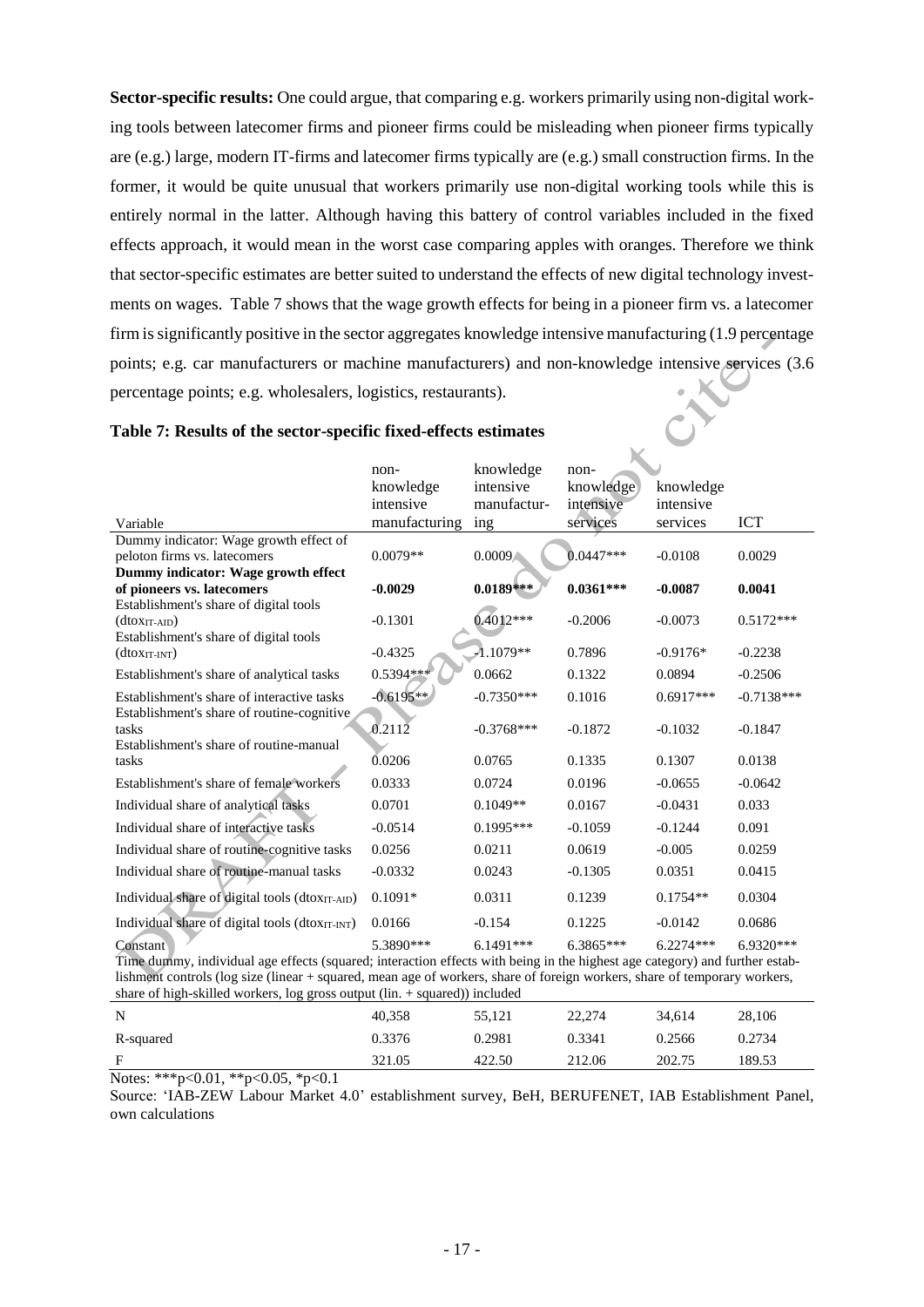**Sector-specific results:** One could argue, that comparing e.g. workers primarily using non-digital working tools between latecomer firms and pioneer firms could be misleading when pioneer firms typically are (e.g.) large, modern IT-firms and latecomer firms typically are (e.g.) small construction firms. In the former, it would be quite unusual that workers primarily use non-digital working tools while this is entirely normal in the latter. Although having this battery of control variables included in the fixed effects approach, it would mean in the worst case comparing apples with oranges. Therefore we think that sector-specific estimates are better suited to understand the effects of new digital technology investments on wages. Table 7 shows that the wage growth effects for being in a pioneer firm vs. a latecomer firm is significantly positive in the sector aggregates knowledge intensive manufacturing (1.9 percentage points; e.g. car manufacturers or machine manufacturers) and non-knowledge intensive services (3.6 percentage points; e.g. wholesalers, logistics, restaurants).

**Table 7: Results of the sector-specific fixed-effects estimates**

| Variable | non-knowledge intensive manufacturing | knowledge intensive manufacturing | non-knowledge intensive services | knowledge intensive services | ICT |
|---|---|---|---|---|---|
| Dummy indicator: Wage growth effect of peloton firms vs. latecomers | 0.0079** | 0.0009 | 0.0447*** | -0.0108 | 0.0029 |
| **Dummy indicator: Wage growth effect of pioneers vs. latecomers** | **-0.0029** | **0.0189*** ** | **0.0361*** ** | **-0.0087** | **0.0041** |
| Establishment's share of digital tools ($dtox_{IT-AID}$) | -0.1301 | 0.4012*** | -0.2006 | -0.0073 | 0.5172*** |
| Establishment's share of digital tools ($dtox_{IT-INT}$) | -0.4325 | -1.1079** | 0.7896 | -0.9176* | -0.2238 |
| Establishment's share of analytical tasks | 0.5394*** | 0.0662 | 0.1322 | 0.0894 | -0.2506 |
| Establishment's share of interactive tasks | -0.6195** | -0.7350*** | 0.1016 | 0.6917*** | -0.7138*** |
| Establishment's share of routine-cognitive tasks | 0.2112 | -0.3768*** | -0.1872 | -0.1032 | -0.1847 |
| Establishment's share of routine-manual tasks | 0.0206 | 0.0765 | 0.1335 | 0.1307 | 0.0138 |
| Establishment's share of female workers | 0.0333 | 0.0724 | 0.0196 | -0.0655 | -0.0642 |
| Individual share of analytical tasks | 0.0701 | 0.1049** | 0.0167 | -0.0431 | 0.033 |
| Individual share of interactive tasks | -0.0514 | 0.1995*** | -0.1059 | -0.1244 | 0.091 |
| Individual share of routine-cognitive tasks | 0.0256 | 0.0211 | 0.0619 | -0.005 | 0.0259 |
| Individual share of routine-manual tasks | -0.0332 | 0.0243 | -0.1305 | 0.0351 | 0.0415 |
| Individual share of digital tools ($dtox_{IT-AID}$) | 0.1091* | 0.0311 | 0.1239 | 0.1754** | 0.0304 |
| Individual share of digital tools ($dtox_{IT-INT}$) | 0.0166 | -0.154 | 0.1225 | -0.0142 | 0.0686 |
| Constant | 5.3890*** | 6.1491*** | 6.3865*** | 6.2274*** | 6.9320*** |
| Time dummy, individual age effects (squared; interaction effects with being in the highest age category) and further establishment controls (log size (linear + squared, mean age of workers, share of foreign workers, share of temporary workers, share of high-skilled workers, log gross output (lin. + squared)) included | | | | | |
| N | 40,358 | 55,121 | 22,274 | 34,614 | 28,106 |
| R-squared | 0.3376 | 0.2981 | 0.3341 | 0.2566 | 0.2734 |
| F | 321.05 | 422.50 | 212.06 | 202.75 | 189.53 |

Notes: ***p<0.01, **p<0.05, *p<0.1

Source: 'IAB-ZEW Labour Market 4.0' establishment survey, BeH, BERUFENET, IAB Establishment Panel, own calculations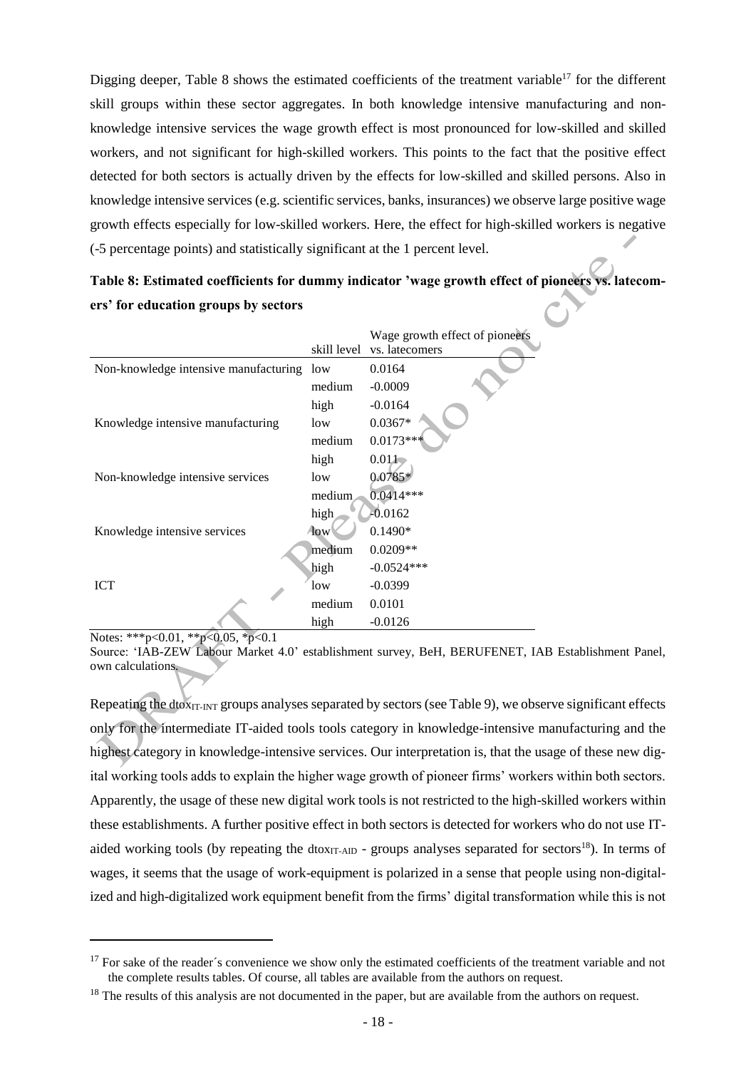Digging deeper, Table 8 shows the estimated coefficients of the treatment variable[17] for the different skill groups within these sector aggregates. In both knowledge intensive manufacturing and non-knowledge intensive services the wage growth effect is most pronounced for low-skilled and skilled workers, and not significant for high-skilled workers. This points to the fact that the positive effect detected for both sectors is actually driven by the effects for low-skilled and skilled persons. Also in knowledge intensive services (e.g. scientific services, banks, insurances) we observe large positive wage growth effects especially for low-skilled workers. Here, the effect for high-skilled workers is negative (-5 percentage points) and statistically significant at the 1 percent level.

**Table 8: Estimated coefficients for dummy indicator 'wage growth effect of pioneers vs. latecomers' for education groups by sectors**

| | skill level | Wage growth effect of pioneers vs. latecomers |
|---|---|---|
| Non-knowledge intensive manufacturing | low | 0.0164 |
| | medium | -0.0009 |
| | high | -0.0164 |
| Knowledge intensive manufacturing | low | 0.0367* |
| | medium | 0.0173*** |
| | high | 0.011 |
| Non-knowledge intensive services | low | 0.0785* |
| | medium | 0.0414*** |
| | high | -0.0162 |
| Knowledge intensive services | low | 0.1490* |
| | medium | 0.0209** |
| | high | -0.0524*** |
| ICT | low | -0.0399 |
| | medium | 0.0101 |
| | high | -0.0126 |

Notes: ***p<0.01, **p<0.05, *p<0.1

Source: 'IAB-ZEW Labour Market 4.0' establishment survey, BeH, BERUFENET, IAB Establishment Panel, own calculations.

Repeating the $dtox_{IT\text{-}INT}$ groups analyses separated by sectors (see Table 9), we observe significant effects only for the intermediate IT-aided tools tools category in knowledge-intensive manufacturing and the highest category in knowledge-intensive services. Our interpretation is, that the usage of these new digital working tools adds to explain the higher wage growth of pioneer firms' workers within both sectors. Apparently, the usage of these new digital work tools is not restricted to the high-skilled workers within these establishments. A further positive effect in both sectors is detected for workers who do not use IT-aided working tools (by repeating the $dtox_{IT\text{-}AID}$ - groups analyses separated for sectors[18]). In terms of wages, it seems that the usage of work-equipment is polarized in a sense that people using non-digitalized and high-digitalized work equipment benefit from the firms' digital transformation while this is not

[17] For sake of the reader´s convenience we show only the estimated coefficients of the treatment variable and not the complete results tables. Of course, all tables are available from the authors on request.

[18] The results of this analysis are not documented in the paper, but are available from the authors on request.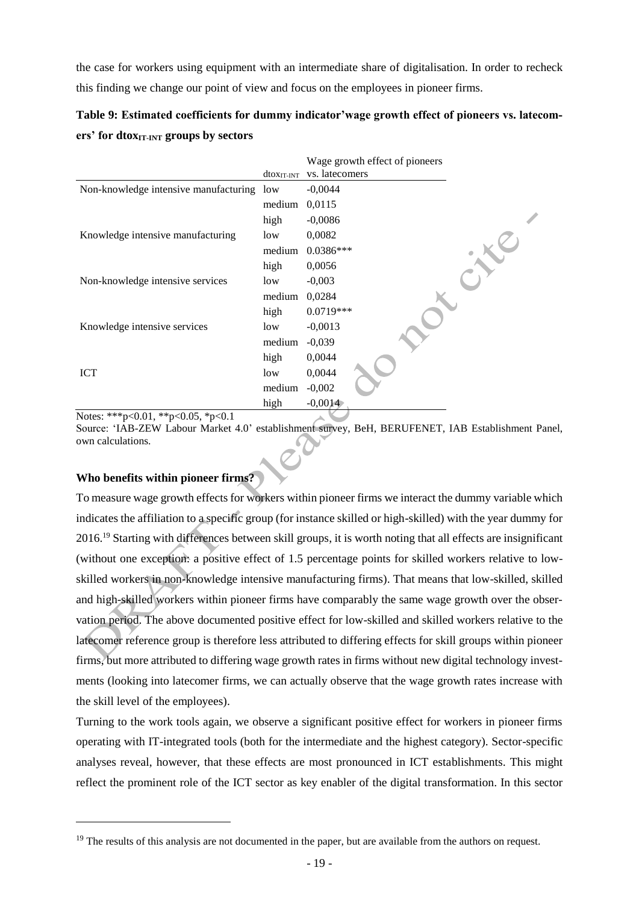the case for workers using equipment with an intermediate share of digitalisation. In order to recheck this finding we change our point of view and focus on the employees in pioneer firms.

**Table 9: Estimated coefficients for dummy indicator'wage growth effect of pioneers vs. latecomers' for $dtox_{IT\text{-}INT}$ groups by sectors**

| | $dtox_{IT\text{-}INT}$ | Wage growth effect of pioneers vs. latecomers |
|---|---|---|
| Non-knowledge intensive manufacturing | low | -0,0044 |
| | medium | 0,0115 |
| | high | -0,0086 |
| Knowledge intensive manufacturing | low | 0,0082 |
| | medium | 0.0386*** |
| | high | 0,0056 |
| Non-knowledge intensive services | low | -0,003 |
| | medium | 0,0284 |
| | high | 0.0719*** |
| Knowledge intensive services | low | -0,0013 |
| | medium | -0,039 |
| | high | 0,0044 |
| ICT | low | 0,0044 |
| | medium | -0,002 |
| | high | -0,0014 |

Notes: ***p<0.01, **p<0.05, *p<0.1

Source: 'IAB-ZEW Labour Market 4.0' establishment survey, BeH, BERUFENET, IAB Establishment Panel, own calculations.

**Who benefits within pioneer firms?**

To measure wage growth effects for workers within pioneer firms we interact the dummy variable which indicates the affiliation to a specific group (for instance skilled or high-skilled) with the year dummy for 2016.[19] Starting with differences between skill groups, it is worth noting that all effects are insignificant (without one exception: a positive effect of 1.5 percentage points for skilled workers relative to low-skilled workers in non-knowledge intensive manufacturing firms). That means that low-skilled, skilled and high-skilled workers within pioneer firms have comparably the same wage growth over the observation period. The above documented positive effect for low-skilled and skilled workers relative to the latecomer reference group is therefore less attributed to differing effects for skill groups within pioneer firms, but more attributed to differing wage growth rates in firms without new digital technology investments (looking into latecomer firms, we can actually observe that the wage growth rates increase with the skill level of the employees).

Turning to the work tools again, we observe a significant positive effect for workers in pioneer firms operating with IT-integrated tools (both for the intermediate and the highest category). Sector-specific analyses reveal, however, that these effects are most pronounced in ICT establishments. This might reflect the prominent role of the ICT sector as key enabler of the digital transformation. In this sector

[19] The results of this analysis are not documented in the paper, but are available from the authors on request.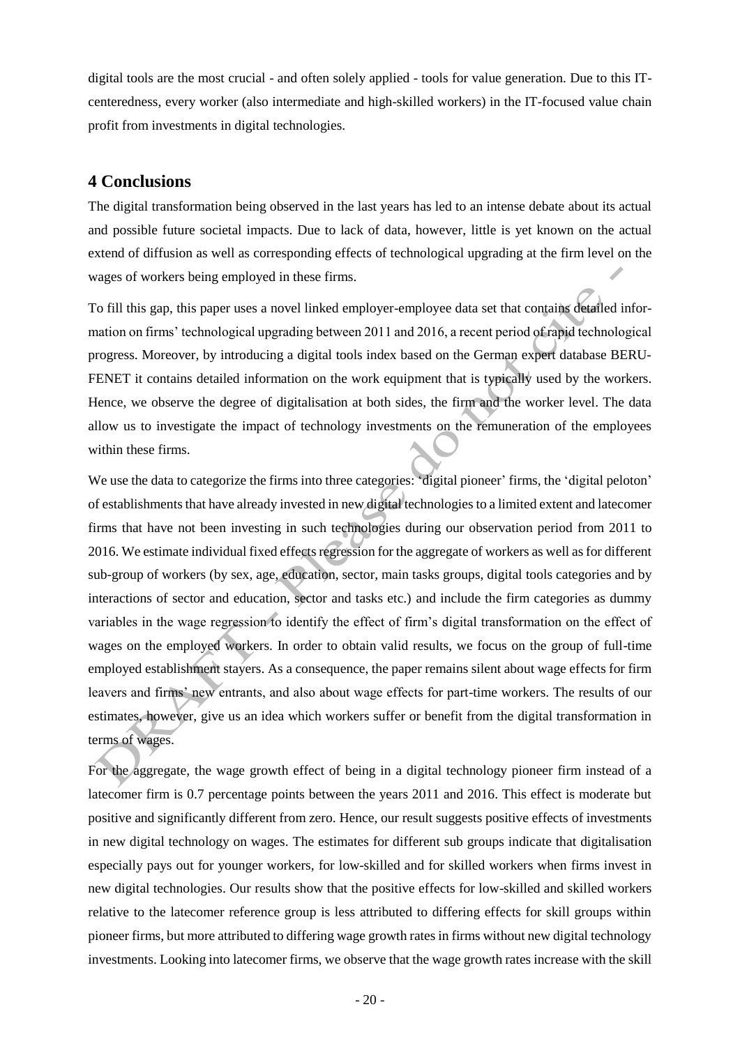digital tools are the most crucial - and often solely applied - tools for value generation. Due to this IT-centeredness, every worker (also intermediate and high-skilled workers) in the IT-focused value chain profit from investments in digital technologies.

## 4 Conclusions

The digital transformation being observed in the last years has led to an intense debate about its actual and possible future societal impacts. Due to lack of data, however, little is yet known on the actual extend of diffusion as well as corresponding effects of technological upgrading at the firm level on the wages of workers being employed in these firms.

To fill this gap, this paper uses a novel linked employer-employee data set that contains detailed information on firms' technological upgrading between 2011 and 2016, a recent period of rapid technological progress. Moreover, by introducing a digital tools index based on the German expert database BERUFENET it contains detailed information on the work equipment that is typically used by the workers. Hence, we observe the degree of digitalisation at both sides, the firm and the worker level. The data allow us to investigate the impact of technology investments on the remuneration of the employees within these firms.

We use the data to categorize the firms into three categories: 'digital pioneer' firms, the 'digital peloton' of establishments that have already invested in new digital technologies to a limited extent and latecomer firms that have not been investing in such technologies during our observation period from 2011 to 2016. We estimate individual fixed effects regression for the aggregate of workers as well as for different sub-group of workers (by sex, age, education, sector, main tasks groups, digital tools categories and by interactions of sector and education, sector and tasks etc.) and include the firm categories as dummy variables in the wage regression to identify the effect of firm's digital transformation on the effect of wages on the employed workers. In order to obtain valid results, we focus on the group of full-time employed establishment stayers. As a consequence, the paper remains silent about wage effects for firm leavers and firms' new entrants, and also about wage effects for part-time workers. The results of our estimates, however, give us an idea which workers suffer or benefit from the digital transformation in terms of wages.

For the aggregate, the wage growth effect of being in a digital technology pioneer firm instead of a latecomer firm is 0.7 percentage points between the years 2011 and 2016. This effect is moderate but positive and significantly different from zero. Hence, our result suggests positive effects of investments in new digital technology on wages. The estimates for different sub groups indicate that digitalisation especially pays out for younger workers, for low-skilled and for skilled workers when firms invest in new digital technologies. Our results show that the positive effects for low-skilled and skilled workers relative to the latecomer reference group is less attributed to differing effects for skill groups within pioneer firms, but more attributed to differing wage growth rates in firms without new digital technology investments. Looking into latecomer firms, we observe that the wage growth rates increase with the skill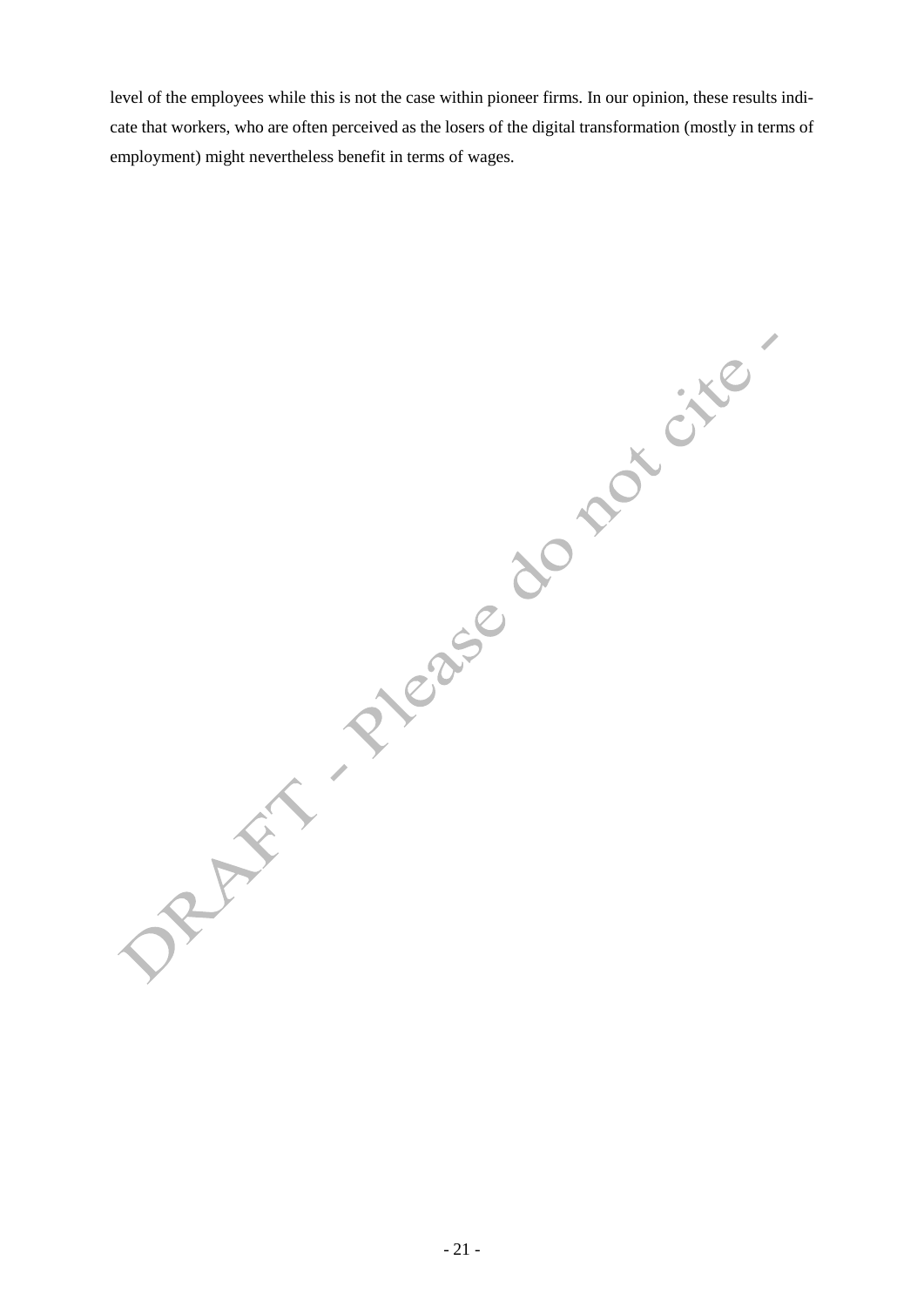level of the employees while this is not the case within pioneer firms. In our opinion, these results indicate that workers, who are often perceived as the losers of the digital transformation (mostly in terms of employment) might nevertheless benefit in terms of wages.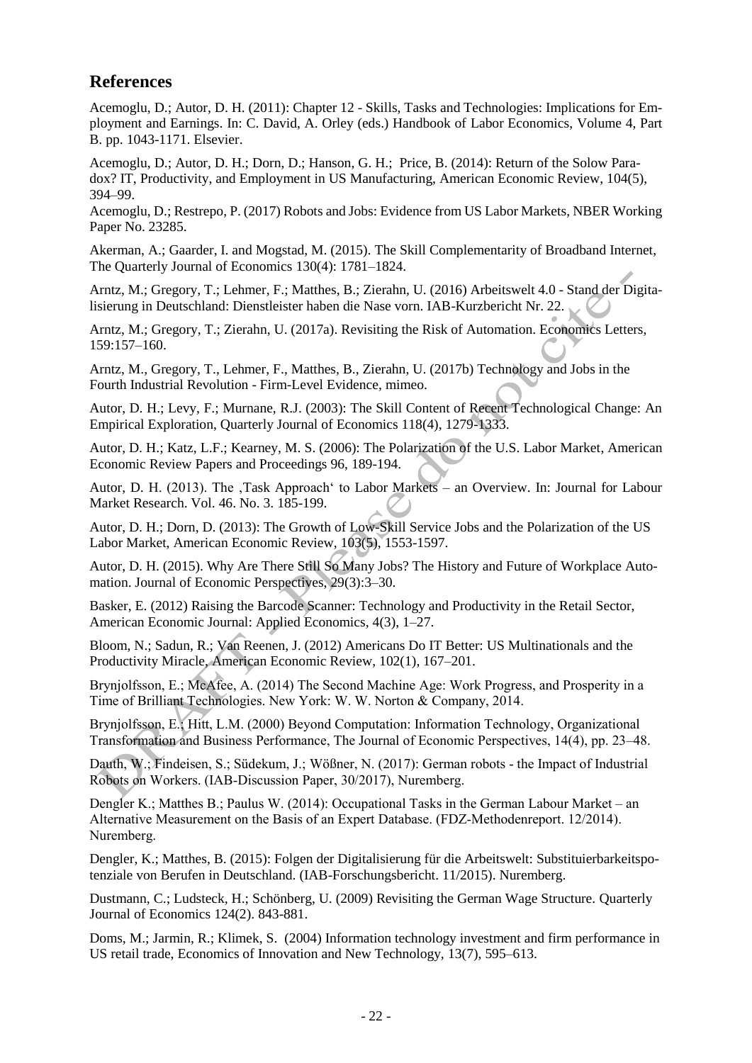## References

Acemoglu, D.; Autor, D. H. (2011): Chapter 12 - Skills, Tasks and Technologies: Implications for Employment and Earnings. In: C. David, A. Orley (eds.) Handbook of Labor Economics, Volume 4, Part B. pp. 1043-1171. Elsevier.

Acemoglu, D.; Autor, D. H.; Dorn, D.; Hanson, G. H.; Price, B. (2014): Return of the Solow Paradox? IT, Productivity, and Employment in US Manufacturing, American Economic Review, 104(5), 394–99.

Acemoglu, D.; Restrepo, P. (2017) Robots and Jobs: Evidence from US Labor Markets, NBER Working Paper No. 23285.

Akerman, A.; Gaarder, I. and Mogstad, M. (2015). The Skill Complementarity of Broadband Internet, The Quarterly Journal of Economics 130(4): 1781–1824.

Arntz, M.; Gregory, T.; Lehmer, F.; Matthes, B.; Zierahn, U. (2016) Arbeitswelt 4.0 - Stand der Digitalisierung in Deutschland: Dienstleister haben die Nase vorn. IAB-Kurzbericht Nr. 22.

Arntz, M.; Gregory, T.; Zierahn, U. (2017a). Revisiting the Risk of Automation. Economics Letters, 159:157–160.

Arntz, M., Gregory, T., Lehmer, F., Matthes, B., Zierahn, U. (2017b) Technology and Jobs in the Fourth Industrial Revolution - Firm-Level Evidence, mimeo.

Autor, D. H.; Levy, F.; Murnane, R.J. (2003): The Skill Content of Recent Technological Change: An Empirical Exploration, Quarterly Journal of Economics 118(4), 1279-1333.

Autor, D. H.; Katz, L.F.; Kearney, M. S. (2006): The Polarization of the U.S. Labor Market, American Economic Review Papers and Proceedings 96, 189-194.

Autor, D. H. (2013). The ‚Task Approach' to Labor Markets – an Overview. In: Journal for Labour Market Research. Vol. 46. No. 3. 185-199.

Autor, D. H.; Dorn, D. (2013): The Growth of Low-Skill Service Jobs and the Polarization of the US Labor Market, American Economic Review, 103(5), 1553-1597.

Autor, D. H. (2015). Why Are There Still So Many Jobs? The History and Future of Workplace Automation. Journal of Economic Perspectives, 29(3):3–30.

Basker, E. (2012) Raising the Barcode Scanner: Technology and Productivity in the Retail Sector, American Economic Journal: Applied Economics, 4(3), 1–27.

Bloom, N.; Sadun, R.; Van Reenen, J. (2012) Americans Do IT Better: US Multinationals and the Productivity Miracle, American Economic Review, 102(1), 167–201.

Brynjolfsson, E.; McAfee, A. (2014) The Second Machine Age: Work Progress, and Prosperity in a Time of Brilliant Technologies. New York: W. W. Norton & Company, 2014.

Brynjolfsson, E.; Hitt, L.M. (2000) Beyond Computation: Information Technology, Organizational Transformation and Business Performance, The Journal of Economic Perspectives, 14(4), pp. 23–48.

Dauth, W.; Findeisen, S.; Südekum, J.; Wößner, N. (2017): German robots - the Impact of Industrial Robots on Workers. (IAB-Discussion Paper, 30/2017), Nuremberg.

Dengler K.; Matthes B.; Paulus W. (2014): Occupational Tasks in the German Labour Market – an Alternative Measurement on the Basis of an Expert Database. (FDZ-Methodenreport. 12/2014). Nuremberg.

Dengler, K.; Matthes, B. (2015): Folgen der Digitalisierung für die Arbeitswelt: Substituierbarkeitspotenziale von Berufen in Deutschland. (IAB-Forschungsbericht. 11/2015). Nuremberg.

Dustmann, C.; Ludsteck, H.; Schönberg, U. (2009) Revisiting the German Wage Structure. Quarterly Journal of Economics 124(2). 843-881.

Doms, M.; Jarmin, R.; Klimek, S. (2004) Information technology investment and firm performance in US retail trade, Economics of Innovation and New Technology, 13(7), 595–613.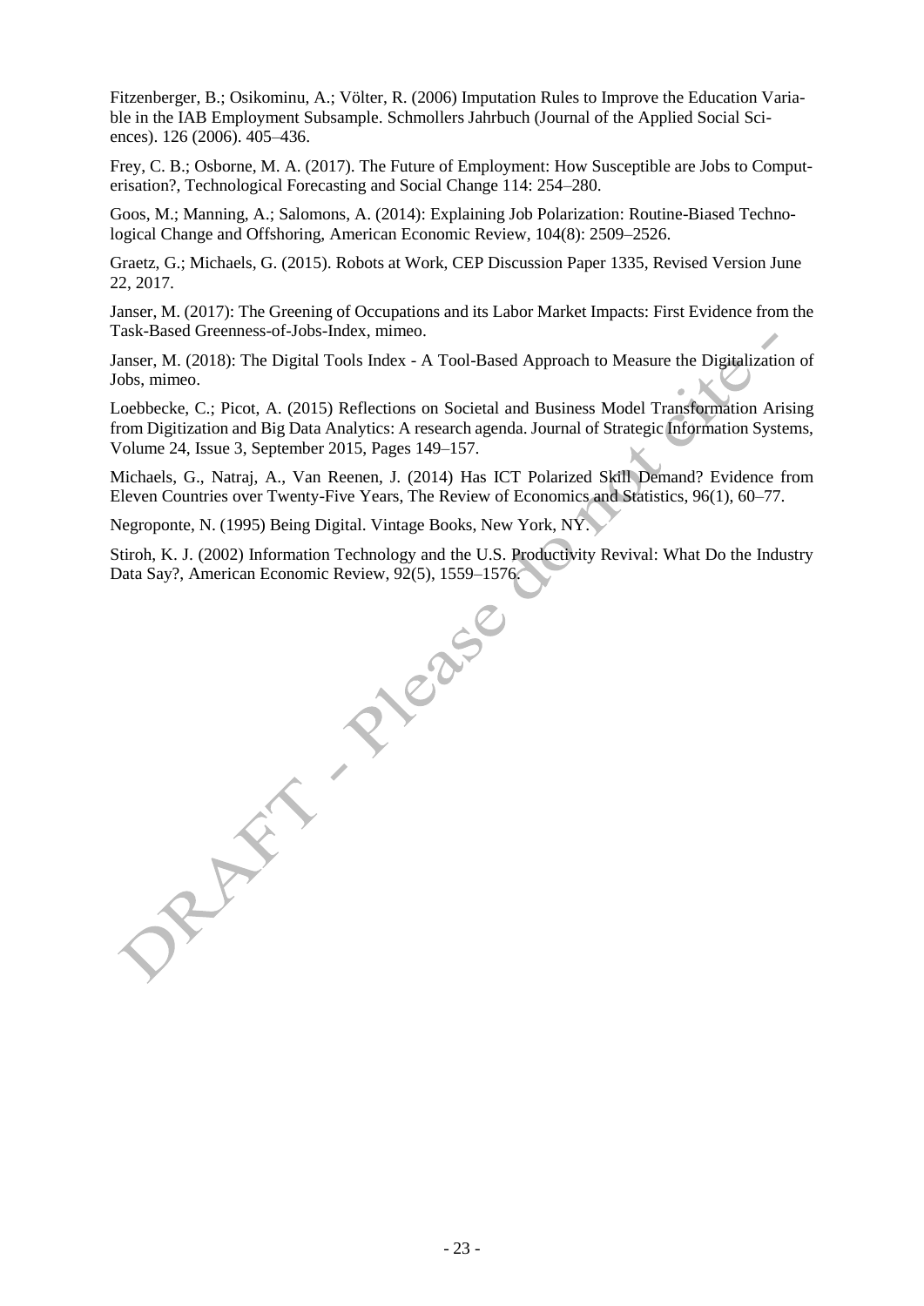Fitzenberger, B.; Osikominu, A.; Völter, R. (2006) Imputation Rules to Improve the Education Variable in the IAB Employment Subsample. Schmollers Jahrbuch (Journal of the Applied Social Sciences). 126 (2006). 405–436.

Frey, C. B.; Osborne, M. A. (2017). The Future of Employment: How Susceptible are Jobs to Computerisation?, Technological Forecasting and Social Change 114: 254–280.

Goos, M.; Manning, A.; Salomons, A. (2014): Explaining Job Polarization: Routine-Biased Technological Change and Offshoring, American Economic Review, 104(8): 2509–2526.

Graetz, G.; Michaels, G. (2015). Robots at Work, CEP Discussion Paper 1335, Revised Version June 22, 2017.

Janser, M. (2017): The Greening of Occupations and its Labor Market Impacts: First Evidence from the Task-Based Greenness-of-Jobs-Index, mimeo.

Janser, M. (2018): The Digital Tools Index - A Tool-Based Approach to Measure the Digitalization of Jobs, mimeo.

Loebbecke, C.; Picot, A. (2015) Reflections on Societal and Business Model Transformation Arising from Digitization and Big Data Analytics: A research agenda. Journal of Strategic Information Systems, Volume 24, Issue 3, September 2015, Pages 149–157.

Michaels, G., Natraj, A., Van Reenen, J. (2014) Has ICT Polarized Skill Demand? Evidence from Eleven Countries over Twenty-Five Years, The Review of Economics and Statistics, 96(1), 60–77.

Negroponte, N. (1995) Being Digital. Vintage Books, New York, NY.

Stiroh, K. J. (2002) Information Technology and the U.S. Productivity Revival: What Do the Industry Data Say?, American Economic Review, 92(5), 1559–1576.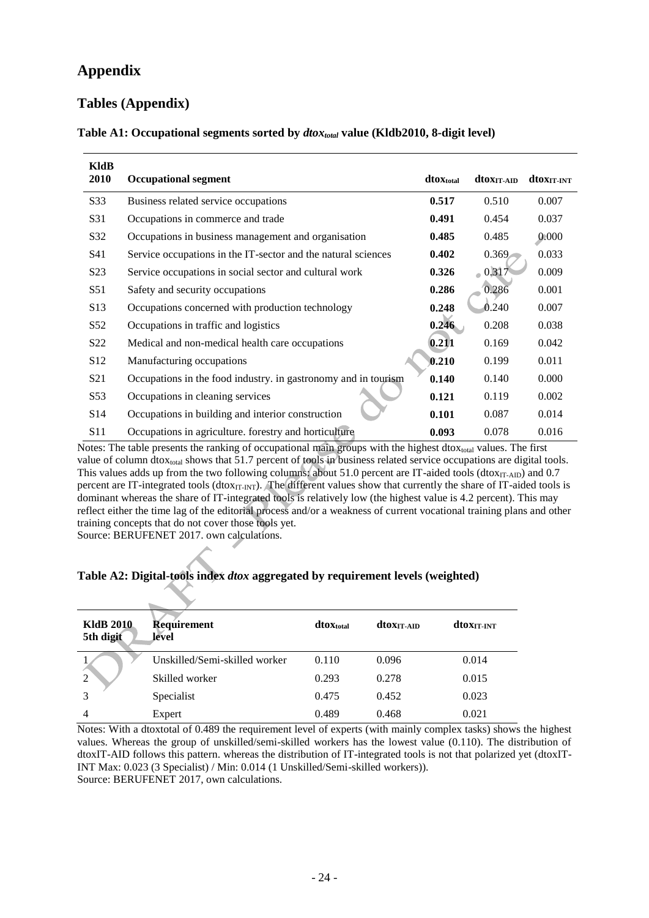# Appendix

## Tables (Appendix)

**Table A1: Occupational segments sorted by $dtox_{total}$ value (Kldb2010, 8-digit level)**

| KldB 2010 | Occupational segment | $dtox_{total}$ | $dtox_{IT\text{-}AID}$ | $dtox_{IT\text{-}INT}$ |
|---|---|---|---|---|
| S33 | Business related service occupations | **0.517** | 0.510 | 0.007 |
| S31 | Occupations in commerce and trade | **0.491** | 0.454 | 0.037 |
| S32 | Occupations in business management and organisation | **0.485** | 0.485 | 0.000 |
| S41 | Service occupations in the IT-sector and the natural sciences | **0.402** | 0.369 | 0.033 |
| S23 | Service occupations in social sector and cultural work | **0.326** | 0.317 | 0.009 |
| S51 | Safety and security occupations | **0.286** | 0.286 | 0.001 |
| S13 | Occupations concerned with production technology | **0.248** | 0.240 | 0.007 |
| S52 | Occupations in traffic and logistics | **0.246** | 0.208 | 0.038 |
| S22 | Medical and non-medical health care occupations | **0.211** | 0.169 | 0.042 |
| S12 | Manufacturing occupations | **0.210** | 0.199 | 0.011 |
| S21 | Occupations in the food industry. in gastronomy and in tourism | **0.140** | 0.140 | 0.000 |
| S53 | Occupations in cleaning services | **0.121** | 0.119 | 0.002 |
| S14 | Occupations in building and interior construction | **0.101** | 0.087 | 0.014 |
| S11 | Occupations in agriculture. forestry and horticulture | **0.093** | 0.078 | 0.016 |

Notes: The table presents the ranking of occupational main groups with the highest $dtox_{total}$ values. The first value of column $dtox_{total}$ shows that 51.7 percent of tools in business related service occupations are digital tools. This values adds up from the two following columns: about 51.0 percent are IT-aided tools ($dtox_{IT\text{-}AID}$) and 0.7 percent are IT-integrated tools ($dtox_{IT\text{-}INT}$). The different values show that currently the share of IT-aided tools is dominant whereas the share of IT-integrated tools is relatively low (the highest value is 4.2 percent). This may reflect either the time lag of the editorial process and/or a weakness of current vocational training plans and other training concepts that do not cover those tools yet.
Source: BERUFENET 2017. own calculations.

**Table A2: Digital-tools index *dtox* aggregated by requirement levels (weighted)**

| KldB 2010 5th digit | Requirement level | $dtox_{total}$ | $dtox_{IT\text{-}AID}$ | $dtox_{IT\text{-}INT}$ |
|---|---|---|---|---|
| 1 | Unskilled/Semi-skilled worker | 0.110 | 0.096 | 0.014 |
| 2 | Skilled worker | 0.293 | 0.278 | 0.015 |
| 3 | Specialist | 0.475 | 0.452 | 0.023 |
| 4 | Expert | 0.489 | 0.468 | 0.021 |

Notes: With a dtoxtotal of 0.489 the requirement level of experts (with mainly complex tasks) shows the highest values. Whereas the group of unskilled/semi-skilled workers has the lowest value (0.110). The distribution of dtoxIT-AID follows this pattern. whereas the distribution of IT-integrated tools is not that polarized yet (dtoxIT-INT Max: 0.023 (3 Specialist) / Min: 0.014 (1 Unskilled/Semi-skilled workers)).
Source: BERUFENET 2017, own calculations.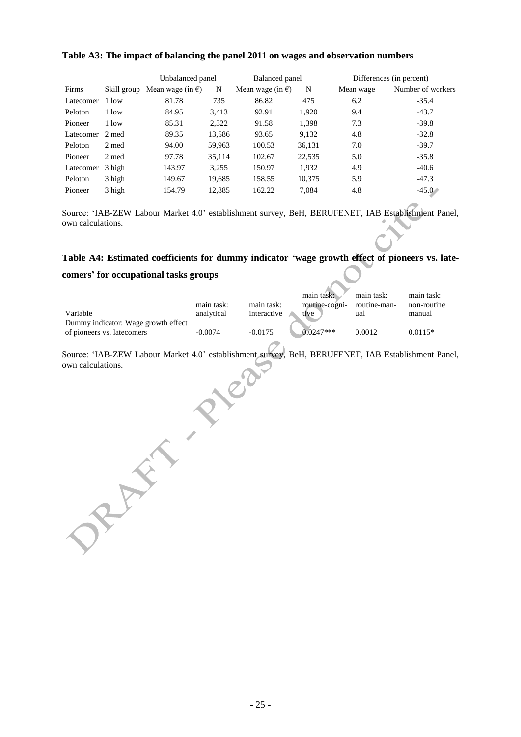**Table A3: The impact of balancing the panel 2011 on wages and observation numbers**

| | | Unbalanced panel | | Balanced panel | | Differences (in percent) | |
|---|---|---|---|---|---|---|---|
| Firms | Skill group | Mean wage (in €) | N | Mean wage (in €) | N | Mean wage | Number of workers |
| Latecomer | 1 low | 81.78 | 735 | 86.82 | 475 | 6.2 | -35.4 |
| Peloton | 1 low | 84.95 | 3,413 | 92.91 | 1,920 | 9.4 | -43.7 |
| Pioneer | 1 low | 85.31 | 2,322 | 91.58 | 1,398 | 7.3 | -39.8 |
| Latecomer | 2 med | 89.35 | 13,586 | 93.65 | 9,132 | 4.8 | -32.8 |
| Peloton | 2 med | 94.00 | 59,963 | 100.53 | 36,131 | 7.0 | -39.7 |
| Pioneer | 2 med | 97.78 | 35,114 | 102.67 | 22,535 | 5.0 | -35.8 |
| Latecomer | 3 high | 143.97 | 3,255 | 150.97 | 1,932 | 4.9 | -40.6 |
| Peloton | 3 high | 149.67 | 19,685 | 158.55 | 10,375 | 5.9 | -47.3 |
| Pioneer | 3 high | 154.79 | 12,885 | 162.22 | 7,084 | 4.8 | -45.0 |

Source: 'IAB-ZEW Labour Market 4.0' establishment survey, BeH, BERUFENET, IAB Establishment Panel, own calculations.

**Table A4: Estimated coefficients for dummy indicator 'wage growth effect of pioneers vs. latecomers' for occupational tasks groups**

| Variable | main task: analytical | main task: interactive | main task: routine-cognitive | main task: routine-manual | main task: non-routine manual |
|---|---|---|---|---|---|
| Dummy indicator: Wage growth effect of pioneers vs. latecomers | -0.0074 | -0.0175 | 0.0247*** | 0.0012 | 0.0115* |

Source: 'IAB-ZEW Labour Market 4.0' establishment survey, BeH, BERUFENET, IAB Establishment Panel, own calculations.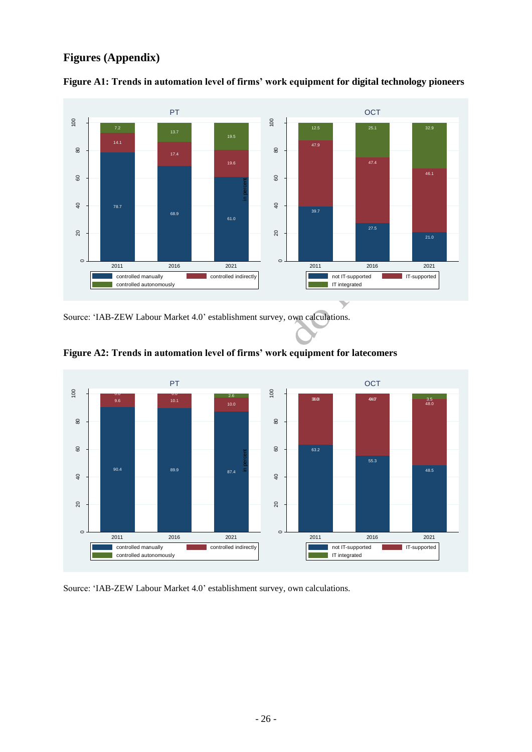## Figures (Appendix)

**Figure A1: Trends in automation level of firms' work equipment for digital technology pioneers**

Source: 'IAB-ZEW Labour Market 4.0' establishment survey, own calculations.

**Figure A2: Trends in automation level of firms' work equipment for latecomers**

Source: 'IAB-ZEW Labour Market 4.0' establishment survey, own calculations.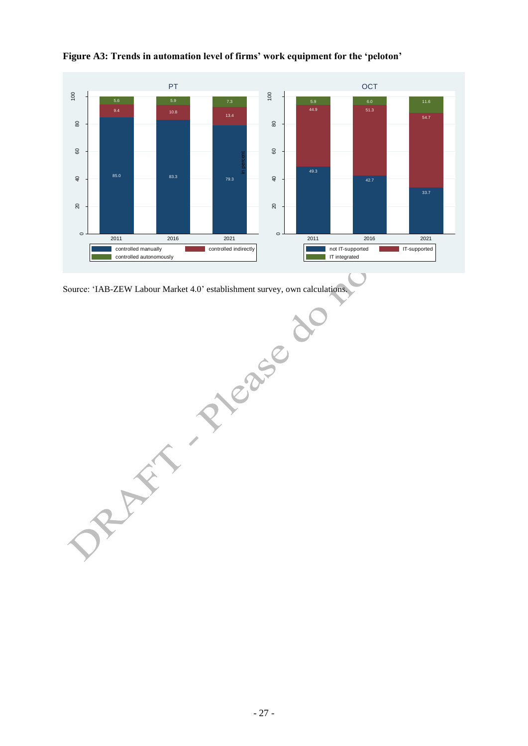**Figure A3: Trends in automation level of firms' work equipment for the 'peloton'**

PT

100
80
60
40
20
0

in percent

2011: 85.0, 9.4, 5.6
2016: 83.3, 10.8, 5.9
2021: 79.3, 13.4, 7.3

controlled manually
controlled indirectly
controlled autonomously

OCT

100
80
60
40
20
0

2011: 49.3, 44.9, 5.9
2016: 42.7, 51.3, 6.0
2021: 33.7, 54.7, 11.6

not IT-supported
IT-supported
IT integrated

Source: 'IAB-ZEW Labour Market 4.0' establishment survey, own calculations.